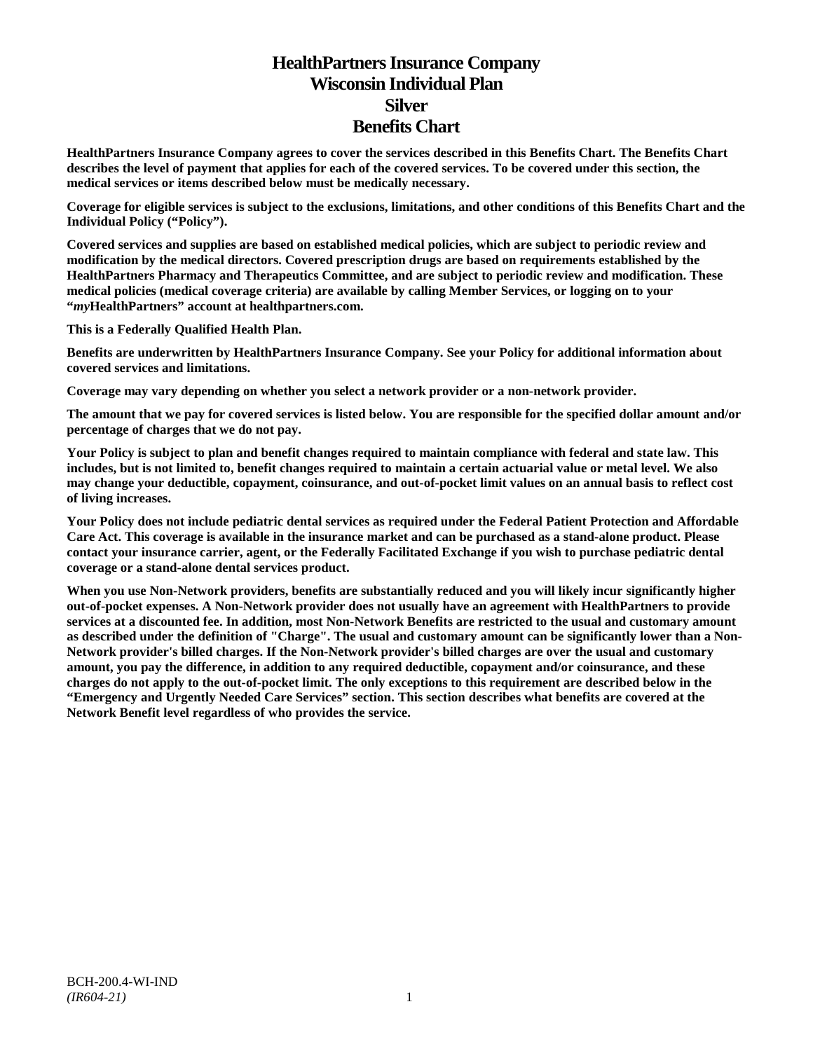# HealthPartners Insurance Company
# Wisconsin Individual Plan
# Silver
# Benefits Chart

**HealthPartners Insurance Company agrees to cover the services described in this Benefits Chart. The Benefits Chart describes the level of payment that applies for each of the covered services. To be covered under this section, the medical services or items described below must be medically necessary.**

**Coverage for eligible services is subject to the exclusions, limitations, and other conditions of this Benefits Chart and the Individual Policy ("Policy").**

**Covered services and supplies are based on established medical policies, which are subject to periodic review and modification by the medical directors. Covered prescription drugs are based on requirements established by the HealthPartners Pharmacy and Therapeutics Committee, and are subject to periodic review and modification. These medical policies (medical coverage criteria) are available by calling Member Services, or logging on to your "*my*HealthPartners" account at healthpartners.com.**

**This is a Federally Qualified Health Plan.**

**Benefits are underwritten by HealthPartners Insurance Company. See your Policy for additional information about covered services and limitations.**

**Coverage may vary depending on whether you select a network provider or a non-network provider.**

**The amount that we pay for covered services is listed below. You are responsible for the specified dollar amount and/or percentage of charges that we do not pay.**

**Your Policy is subject to plan and benefit changes required to maintain compliance with federal and state law. This includes, but is not limited to, benefit changes required to maintain a certain actuarial value or metal level. We also may change your deductible, copayment, coinsurance, and out-of-pocket limit values on an annual basis to reflect cost of living increases.**

**Your Policy does not include pediatric dental services as required under the Federal Patient Protection and Affordable Care Act. This coverage is available in the insurance market and can be purchased as a stand-alone product. Please contact your insurance carrier, agent, or the Federally Facilitated Exchange if you wish to purchase pediatric dental coverage or a stand-alone dental services product.**

**When you use Non-Network providers, benefits are substantially reduced and you will likely incur significantly higher out-of-pocket expenses. A Non-Network provider does not usually have an agreement with HealthPartners to provide services at a discounted fee. In addition, most Non-Network Benefits are restricted to the usual and customary amount as described under the definition of "Charge". The usual and customary amount can be significantly lower than a Non-Network provider's billed charges. If the Non-Network provider's billed charges are over the usual and customary amount, you pay the difference, in addition to any required deductible, copayment and/or coinsurance, and these charges do not apply to the out-of-pocket limit. The only exceptions to this requirement are described below in the "Emergency and Urgently Needed Care Services" section. This section describes what benefits are covered at the Network Benefit level regardless of who provides the service.**

BCH-200.4-WI-IND
*(IR604-21)*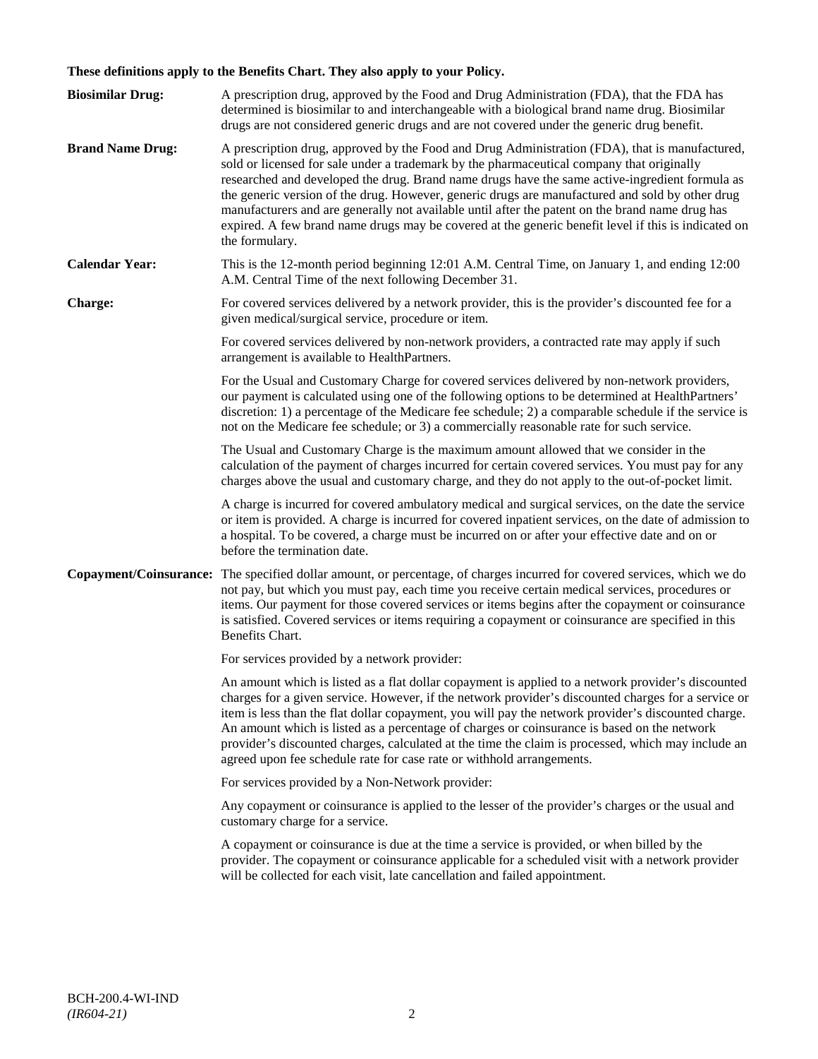**These definitions apply to the Benefits Chart. They also apply to your Policy.**

**Biosimilar Drug:** A prescription drug, approved by the Food and Drug Administration (FDA), that the FDA has determined is biosimilar to and interchangeable with a biological brand name drug. Biosimilar drugs are not considered generic drugs and are not covered under the generic drug benefit.

**Brand Name Drug:** A prescription drug, approved by the Food and Drug Administration (FDA), that is manufactured, sold or licensed for sale under a trademark by the pharmaceutical company that originally researched and developed the drug. Brand name drugs have the same active-ingredient formula as the generic version of the drug. However, generic drugs are manufactured and sold by other drug manufacturers and are generally not available until after the patent on the brand name drug has expired. A few brand name drugs may be covered at the generic benefit level if this is indicated on the formulary.

**Calendar Year:** This is the 12-month period beginning 12:01 A.M. Central Time, on January 1, and ending 12:00 A.M. Central Time of the next following December 31.

**Charge:** For covered services delivered by a network provider, this is the provider's discounted fee for a given medical/surgical service, procedure or item.

For covered services delivered by non-network providers, a contracted rate may apply if such arrangement is available to HealthPartners.

For the Usual and Customary Charge for covered services delivered by non-network providers, our payment is calculated using one of the following options to be determined at HealthPartners' discretion: 1) a percentage of the Medicare fee schedule; 2) a comparable schedule if the service is not on the Medicare fee schedule; or 3) a commercially reasonable rate for such service.

The Usual and Customary Charge is the maximum amount allowed that we consider in the calculation of the payment of charges incurred for certain covered services. You must pay for any charges above the usual and customary charge, and they do not apply to the out-of-pocket limit.

A charge is incurred for covered ambulatory medical and surgical services, on the date the service or item is provided. A charge is incurred for covered inpatient services, on the date of admission to a hospital. To be covered, a charge must be incurred on or after your effective date and on or before the termination date.

**Copayment/Coinsurance:** The specified dollar amount, or percentage, of charges incurred for covered services, which we do not pay, but which you must pay, each time you receive certain medical services, procedures or items. Our payment for those covered services or items begins after the copayment or coinsurance is satisfied. Covered services or items requiring a copayment or coinsurance are specified in this Benefits Chart.

For services provided by a network provider:

An amount which is listed as a flat dollar copayment is applied to a network provider's discounted charges for a given service. However, if the network provider's discounted charges for a service or item is less than the flat dollar copayment, you will pay the network provider's discounted charge. An amount which is listed as a percentage of charges or coinsurance is based on the network provider's discounted charges, calculated at the time the claim is processed, which may include an agreed upon fee schedule rate for case rate or withhold arrangements.

For services provided by a Non-Network provider:

Any copayment or coinsurance is applied to the lesser of the provider's charges or the usual and customary charge for a service.

A copayment or coinsurance is due at the time a service is provided, or when billed by the provider. The copayment or coinsurance applicable for a scheduled visit with a network provider will be collected for each visit, late cancellation and failed appointment.

BCH-200.4-WI-IND
*(IR604-21)*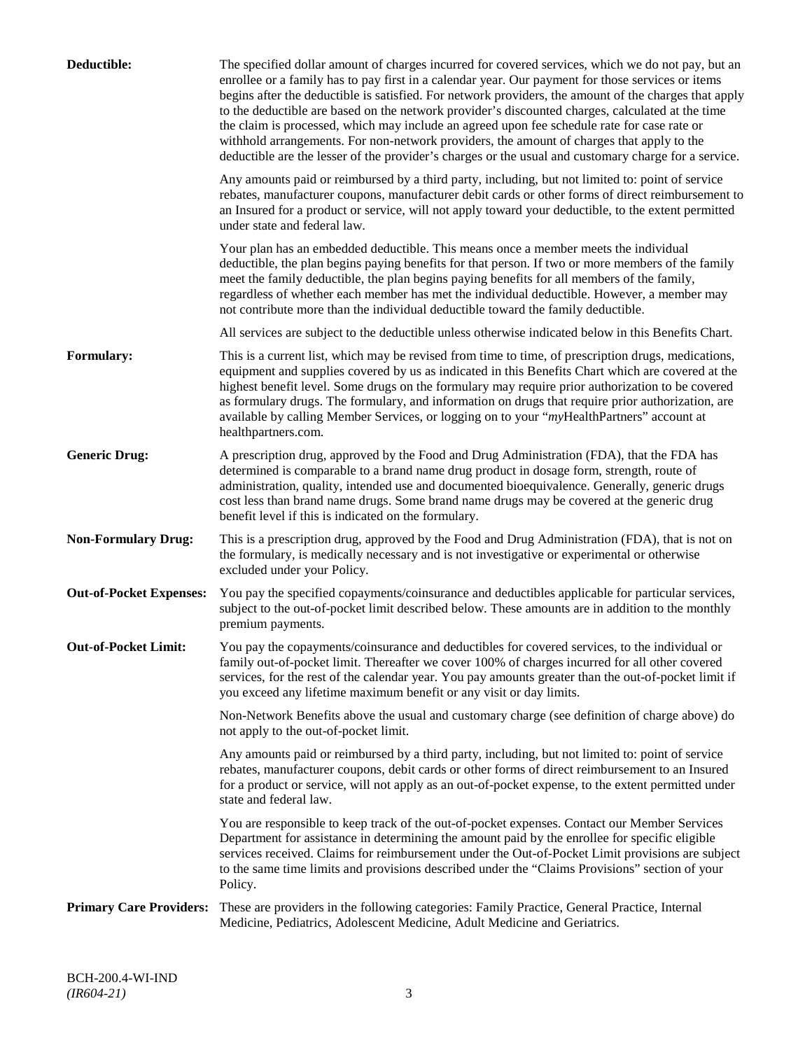**Deductible:** The specified dollar amount of charges incurred for covered services, which we do not pay, but an enrollee or a family has to pay first in a calendar year. Our payment for those services or items begins after the deductible is satisfied. For network providers, the amount of the charges that apply to the deductible are based on the network provider's discounted charges, calculated at the time the claim is processed, which may include an agreed upon fee schedule rate for case rate or withhold arrangements. For non-network providers, the amount of charges that apply to the deductible are the lesser of the provider's charges or the usual and customary charge for a service.

Any amounts paid or reimbursed by a third party, including, but not limited to: point of service rebates, manufacturer coupons, manufacturer debit cards or other forms of direct reimbursement to an Insured for a product or service, will not apply toward your deductible, to the extent permitted under state and federal law.

Your plan has an embedded deductible. This means once a member meets the individual deductible, the plan begins paying benefits for that person. If two or more members of the family meet the family deductible, the plan begins paying benefits for all members of the family, regardless of whether each member has met the individual deductible. However, a member may not contribute more than the individual deductible toward the family deductible.

All services are subject to the deductible unless otherwise indicated below in this Benefits Chart.

**Formulary:** This is a current list, which may be revised from time to time, of prescription drugs, medications, equipment and supplies covered by us as indicated in this Benefits Chart which are covered at the highest benefit level. Some drugs on the formulary may require prior authorization to be covered as formulary drugs. The formulary, and information on drugs that require prior authorization, are available by calling Member Services, or logging on to your "*my*HealthPartners" account at healthpartners.com.

**Generic Drug:** A prescription drug, approved by the Food and Drug Administration (FDA), that the FDA has determined is comparable to a brand name drug product in dosage form, strength, route of administration, quality, intended use and documented bioequivalence. Generally, generic drugs cost less than brand name drugs. Some brand name drugs may be covered at the generic drug benefit level if this is indicated on the formulary.

**Non-Formulary Drug:** This is a prescription drug, approved by the Food and Drug Administration (FDA), that is not on the formulary, is medically necessary and is not investigative or experimental or otherwise excluded under your Policy.

**Out-of-Pocket Expenses:** You pay the specified copayments/coinsurance and deductibles applicable for particular services, subject to the out-of-pocket limit described below. These amounts are in addition to the monthly premium payments.

**Out-of-Pocket Limit:** You pay the copayments/coinsurance and deductibles for covered services, to the individual or family out-of-pocket limit. Thereafter we cover 100% of charges incurred for all other covered services, for the rest of the calendar year. You pay amounts greater than the out-of-pocket limit if you exceed any lifetime maximum benefit or any visit or day limits.

Non-Network Benefits above the usual and customary charge (see definition of charge above) do not apply to the out-of-pocket limit.

Any amounts paid or reimbursed by a third party, including, but not limited to: point of service rebates, manufacturer coupons, debit cards or other forms of direct reimbursement to an Insured for a product or service, will not apply as an out-of-pocket expense, to the extent permitted under state and federal law.

You are responsible to keep track of the out-of-pocket expenses. Contact our Member Services Department for assistance in determining the amount paid by the enrollee for specific eligible services received. Claims for reimbursement under the Out-of-Pocket Limit provisions are subject to the same time limits and provisions described under the "Claims Provisions" section of your Policy.

**Primary Care Providers:** These are providers in the following categories: Family Practice, General Practice, Internal Medicine, Pediatrics, Adolescent Medicine, Adult Medicine and Geriatrics.

BCH-200.4-WI-IND
*(IR604-21)*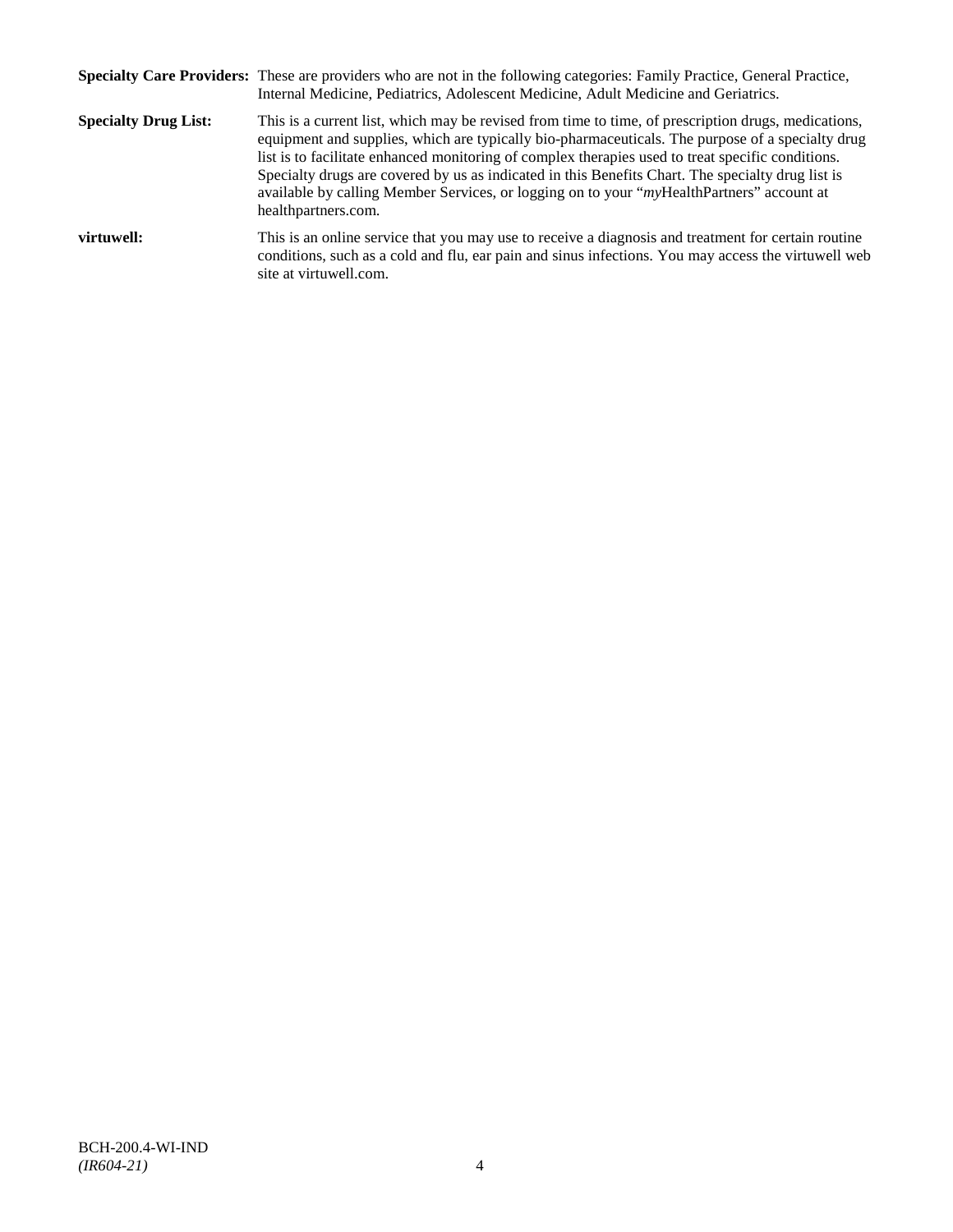**Specialty Care Providers:** These are providers who are not in the following categories: Family Practice, General Practice, Internal Medicine, Pediatrics, Adolescent Medicine, Adult Medicine and Geriatrics.

**Specialty Drug List:** This is a current list, which may be revised from time to time, of prescription drugs, medications, equipment and supplies, which are typically bio-pharmaceuticals. The purpose of a specialty drug list is to facilitate enhanced monitoring of complex therapies used to treat specific conditions. Specialty drugs are covered by us as indicated in this Benefits Chart. The specialty drug list is available by calling Member Services, or logging on to your "*my*HealthPartners" account at healthpartners.com.

**virtuwell:** This is an online service that you may use to receive a diagnosis and treatment for certain routine conditions, such as a cold and flu, ear pain and sinus infections. You may access the virtuwell web site at virtuwell.com.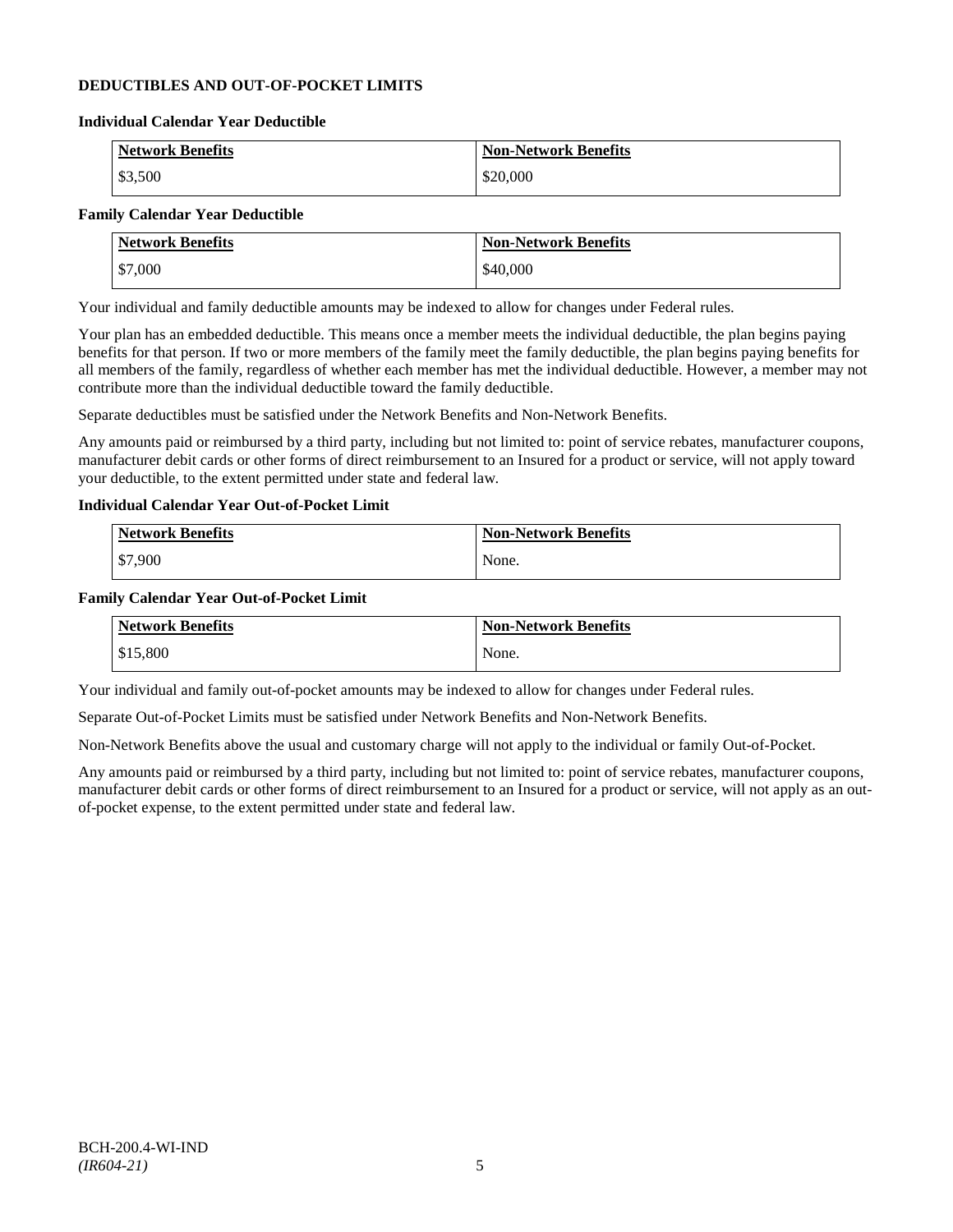## DEDUCTIBLES AND OUT-OF-POCKET LIMITS

### Individual Calendar Year Deductible

| Network Benefits | Non-Network Benefits |
| --- | --- |
| $3,500 | $20,000 |

### Family Calendar Year Deductible

| Network Benefits | Non-Network Benefits |
| --- | --- |
| $7,000 | $40,000 |

Your individual and family deductible amounts may be indexed to allow for changes under Federal rules.

Your plan has an embedded deductible. This means once a member meets the individual deductible, the plan begins paying benefits for that person. If two or more members of the family meet the family deductible, the plan begins paying benefits for all members of the family, regardless of whether each member has met the individual deductible. However, a member may not contribute more than the individual deductible toward the family deductible.

Separate deductibles must be satisfied under the Network Benefits and Non-Network Benefits.

Any amounts paid or reimbursed by a third party, including but not limited to: point of service rebates, manufacturer coupons, manufacturer debit cards or other forms of direct reimbursement to an Insured for a product or service, will not apply toward your deductible, to the extent permitted under state and federal law.

### Individual Calendar Year Out-of-Pocket Limit

| Network Benefits | Non-Network Benefits |
| --- | --- |
| $7,900 | None. |

### Family Calendar Year Out-of-Pocket Limit

| Network Benefits | Non-Network Benefits |
| --- | --- |
| $15,800 | None. |

Your individual and family out-of-pocket amounts may be indexed to allow for changes under Federal rules.

Separate Out-of-Pocket Limits must be satisfied under Network Benefits and Non-Network Benefits.

Non-Network Benefits above the usual and customary charge will not apply to the individual or family Out-of-Pocket.

Any amounts paid or reimbursed by a third party, including but not limited to: point of service rebates, manufacturer coupons, manufacturer debit cards or other forms of direct reimbursement to an Insured for a product or service, will not apply as an out-of-pocket expense, to the extent permitted under state and federal law.

BCH-200.4-WI-IND
*(IR604-21)*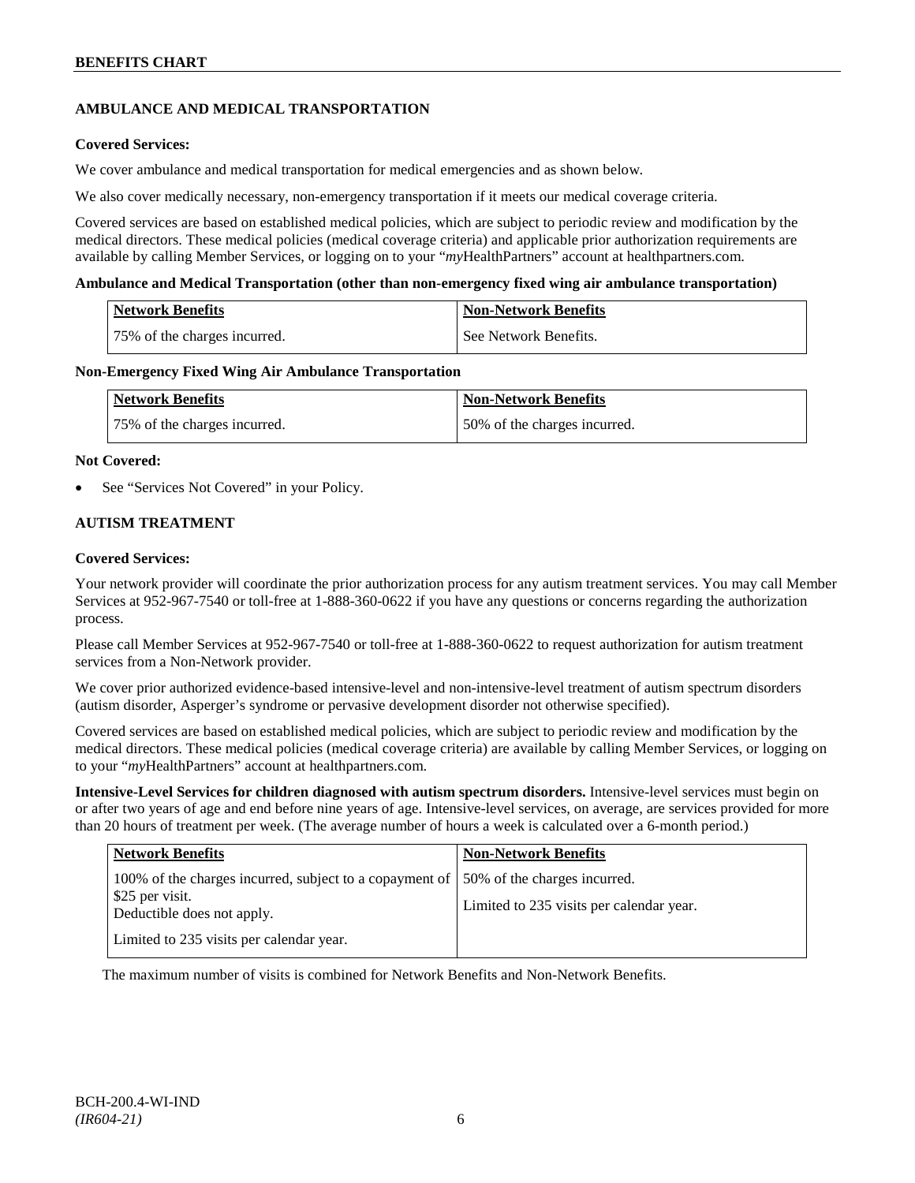## AMBULANCE AND MEDICAL TRANSPORTATION

**Covered Services:**

We cover ambulance and medical transportation for medical emergencies and as shown below.

We also cover medically necessary, non-emergency transportation if it meets our medical coverage criteria.

Covered services are based on established medical policies, which are subject to periodic review and modification by the medical directors. These medical policies (medical coverage criteria) and applicable prior authorization requirements are available by calling Member Services, or logging on to your "*my*HealthPartners" account at healthpartners.com.

**Ambulance and Medical Transportation (other than non-emergency fixed wing air ambulance transportation)**

| Network Benefits | Non-Network Benefits |
| --- | --- |
| 75% of the charges incurred. | See Network Benefits. |

**Non-Emergency Fixed Wing Air Ambulance Transportation**

| Network Benefits | Non-Network Benefits |
| --- | --- |
| 75% of the charges incurred. | 50% of the charges incurred. |

**Not Covered:**

- See "Services Not Covered" in your Policy.

## AUTISM TREATMENT

**Covered Services:**

Your network provider will coordinate the prior authorization process for any autism treatment services. You may call Member Services at 952-967-7540 or toll-free at 1-888-360-0622 if you have any questions or concerns regarding the authorization process.

Please call Member Services at 952-967-7540 or toll-free at 1-888-360-0622 to request authorization for autism treatment services from a Non-Network provider.

We cover prior authorized evidence-based intensive-level and non-intensive-level treatment of autism spectrum disorders (autism disorder, Asperger's syndrome or pervasive development disorder not otherwise specified).

Covered services are based on established medical policies, which are subject to periodic review and modification by the medical directors. These medical policies (medical coverage criteria) are available by calling Member Services, or logging on to your "*my*HealthPartners" account at healthpartners.com.

**Intensive-Level Services for children diagnosed with autism spectrum disorders.** Intensive-level services must begin on or after two years of age and end before nine years of age. Intensive-level services, on average, are services provided for more than 20 hours of treatment per week. (The average number of hours a week is calculated over a 6-month period.)

| Network Benefits | Non-Network Benefits |
| --- | --- |
| 100% of the charges incurred, subject to a copayment of $25 per visit.<br>Deductible does not apply.<br>Limited to 235 visits per calendar year. | 50% of the charges incurred.<br>Limited to 235 visits per calendar year. |

The maximum number of visits is combined for Network Benefits and Non-Network Benefits.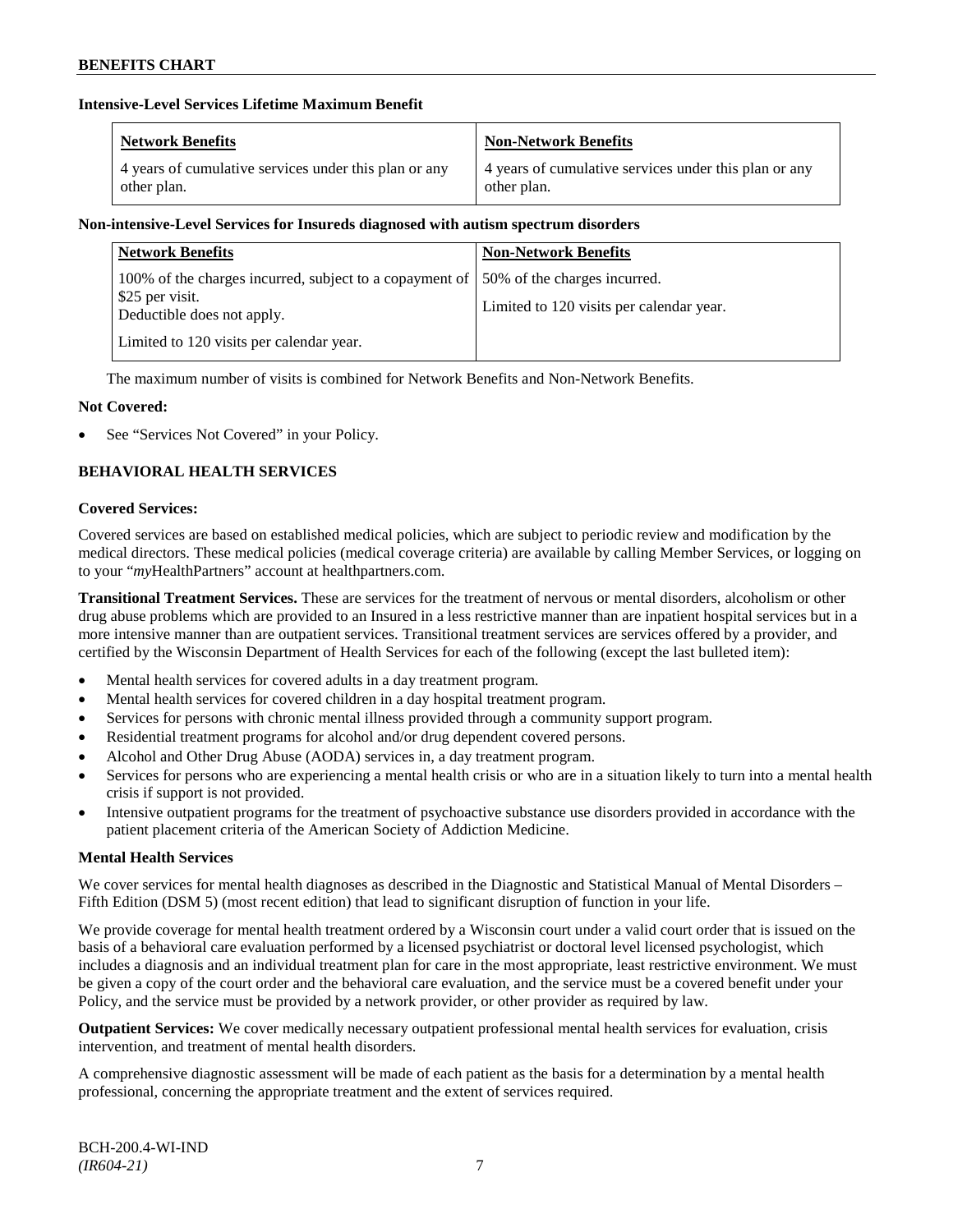**Intensive-Level Services Lifetime Maximum Benefit**

| Network Benefits | Non-Network Benefits |
|---|---|
| 4 years of cumulative services under this plan or any other plan. | 4 years of cumulative services under this plan or any other plan. |

**Non-intensive-Level Services for Insureds diagnosed with autism spectrum disorders**

| Network Benefits | Non-Network Benefits |
|---|---|
| 100% of the charges incurred, subject to a copayment of $25 per visit.<br>Deductible does not apply.<br>Limited to 120 visits per calendar year. | 50% of the charges incurred.<br>Limited to 120 visits per calendar year. |

The maximum number of visits is combined for Network Benefits and Non-Network Benefits.

**Not Covered:**

- See "Services Not Covered" in your Policy.

## BEHAVIORAL HEALTH SERVICES

**Covered Services:**

Covered services are based on established medical policies, which are subject to periodic review and modification by the medical directors. These medical policies (medical coverage criteria) are available by calling Member Services, or logging on to your "*my*HealthPartners" account at healthpartners.com.

**Transitional Treatment Services.** These are services for the treatment of nervous or mental disorders, alcoholism or other drug abuse problems which are provided to an Insured in a less restrictive manner than are inpatient hospital services but in a more intensive manner than are outpatient services. Transitional treatment services are services offered by a provider, and certified by the Wisconsin Department of Health Services for each of the following (except the last bulleted item):

- Mental health services for covered adults in a day treatment program.
- Mental health services for covered children in a day hospital treatment program.
- Services for persons with chronic mental illness provided through a community support program.
- Residential treatment programs for alcohol and/or drug dependent covered persons.
- Alcohol and Other Drug Abuse (AODA) services in, a day treatment program.
- Services for persons who are experiencing a mental health crisis or who are in a situation likely to turn into a mental health crisis if support is not provided.
- Intensive outpatient programs for the treatment of psychoactive substance use disorders provided in accordance with the patient placement criteria of the American Society of Addiction Medicine.

**Mental Health Services**

We cover services for mental health diagnoses as described in the Diagnostic and Statistical Manual of Mental Disorders – Fifth Edition (DSM 5) (most recent edition) that lead to significant disruption of function in your life.

We provide coverage for mental health treatment ordered by a Wisconsin court under a valid court order that is issued on the basis of a behavioral care evaluation performed by a licensed psychiatrist or doctoral level licensed psychologist, which includes a diagnosis and an individual treatment plan for care in the most appropriate, least restrictive environment. We must be given a copy of the court order and the behavioral care evaluation, and the service must be a covered benefit under your Policy, and the service must be provided by a network provider, or other provider as required by law.

**Outpatient Services:** We cover medically necessary outpatient professional mental health services for evaluation, crisis intervention, and treatment of mental health disorders.

A comprehensive diagnostic assessment will be made of each patient as the basis for a determination by a mental health professional, concerning the appropriate treatment and the extent of services required.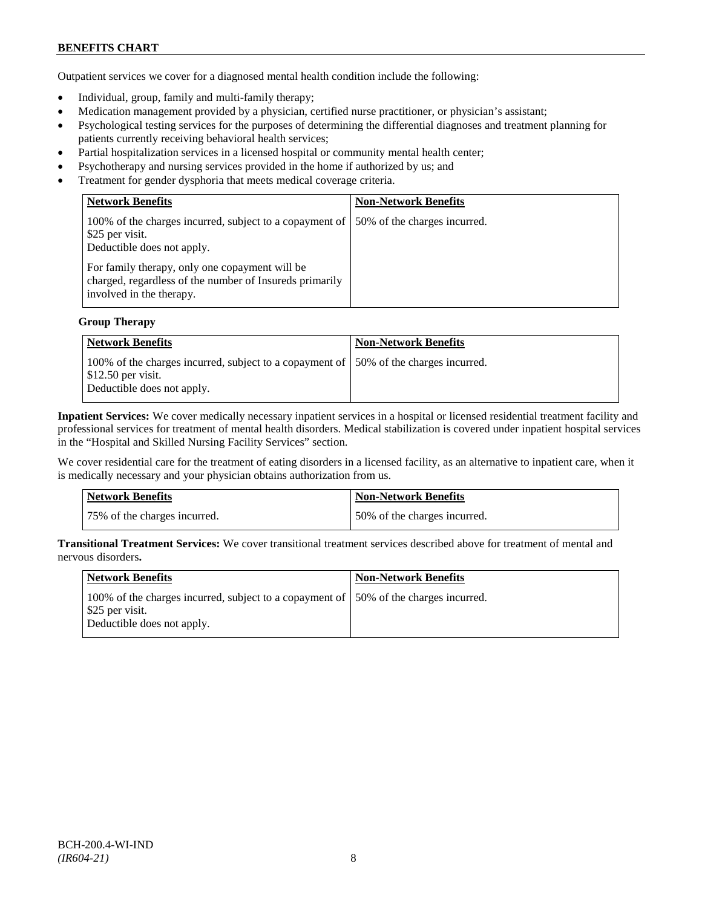Outpatient services we cover for a diagnosed mental health condition include the following:

- Individual, group, family and multi-family therapy;
- Medication management provided by a physician, certified nurse practitioner, or physician's assistant;
- Psychological testing services for the purposes of determining the differential diagnoses and treatment planning for patients currently receiving behavioral health services;
- Partial hospitalization services in a licensed hospital or community mental health center;
- Psychotherapy and nursing services provided in the home if authorized by us; and
- Treatment for gender dysphoria that meets medical coverage criteria.

| Network Benefits | Non-Network Benefits |
|---|---|
| 100% of the charges incurred, subject to a copayment of $25 per visit. Deductible does not apply. For family therapy, only one copayment will be charged, regardless of the number of Insureds primarily involved in the therapy. | 50% of the charges incurred. |

**Group Therapy**

| Network Benefits | Non-Network Benefits |
|---|---|
| 100% of the charges incurred, subject to a copayment of $12.50 per visit. Deductible does not apply. | 50% of the charges incurred. |

**Inpatient Services:** We cover medically necessary inpatient services in a hospital or licensed residential treatment facility and professional services for treatment of mental health disorders. Medical stabilization is covered under inpatient hospital services in the "Hospital and Skilled Nursing Facility Services" section.

We cover residential care for the treatment of eating disorders in a licensed facility, as an alternative to inpatient care, when it is medically necessary and your physician obtains authorization from us.

| Network Benefits | Non-Network Benefits |
|---|---|
| 75% of the charges incurred. | 50% of the charges incurred. |

**Transitional Treatment Services:** We cover transitional treatment services described above for treatment of mental and nervous disorders**.**

| Network Benefits | Non-Network Benefits |
|---|---|
| 100% of the charges incurred, subject to a copayment of $25 per visit. Deductible does not apply. | 50% of the charges incurred. |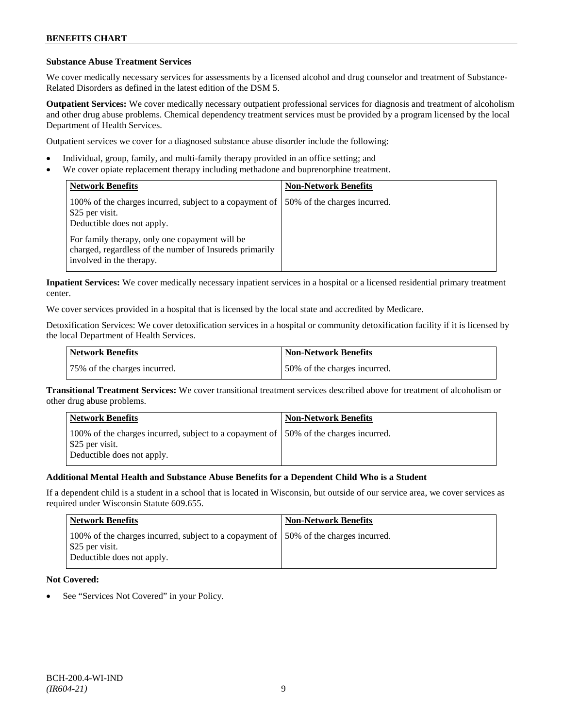### Substance Abuse Treatment Services

We cover medically necessary services for assessments by a licensed alcohol and drug counselor and treatment of Substance-Related Disorders as defined in the latest edition of the DSM 5.

**Outpatient Services:** We cover medically necessary outpatient professional services for diagnosis and treatment of alcoholism and other drug abuse problems. Chemical dependency treatment services must be provided by a program licensed by the local Department of Health Services.

Outpatient services we cover for a diagnosed substance abuse disorder include the following:

- Individual, group, family, and multi-family therapy provided in an office setting; and
- We cover opiate replacement therapy including methadone and buprenorphine treatment.

| Network Benefits | Non-Network Benefits |
|---|---|
| 100% of the charges incurred, subject to a copayment of $25 per visit.<br>Deductible does not apply.<br><br>For family therapy, only one copayment will be charged, regardless of the number of Insureds primarily involved in the therapy. | 50% of the charges incurred. |

**Inpatient Services:** We cover medically necessary inpatient services in a hospital or a licensed residential primary treatment center.

We cover services provided in a hospital that is licensed by the local state and accredited by Medicare.

Detoxification Services: We cover detoxification services in a hospital or community detoxification facility if it is licensed by the local Department of Health Services.

| Network Benefits | Non-Network Benefits |
|---|---|
| 75% of the charges incurred. | 50% of the charges incurred. |

**Transitional Treatment Services:** We cover transitional treatment services described above for treatment of alcoholism or other drug abuse problems.

| Network Benefits | Non-Network Benefits |
|---|---|
| 100% of the charges incurred, subject to a copayment of $25 per visit.<br>Deductible does not apply. | 50% of the charges incurred. |

### Additional Mental Health and Substance Abuse Benefits for a Dependent Child Who is a Student

If a dependent child is a student in a school that is located in Wisconsin, but outside of our service area, we cover services as required under Wisconsin Statute 609.655.

| Network Benefits | Non-Network Benefits |
|---|---|
| 100% of the charges incurred, subject to a copayment of $25 per visit.<br>Deductible does not apply. | 50% of the charges incurred. |

**Not Covered:**

- See "Services Not Covered" in your Policy.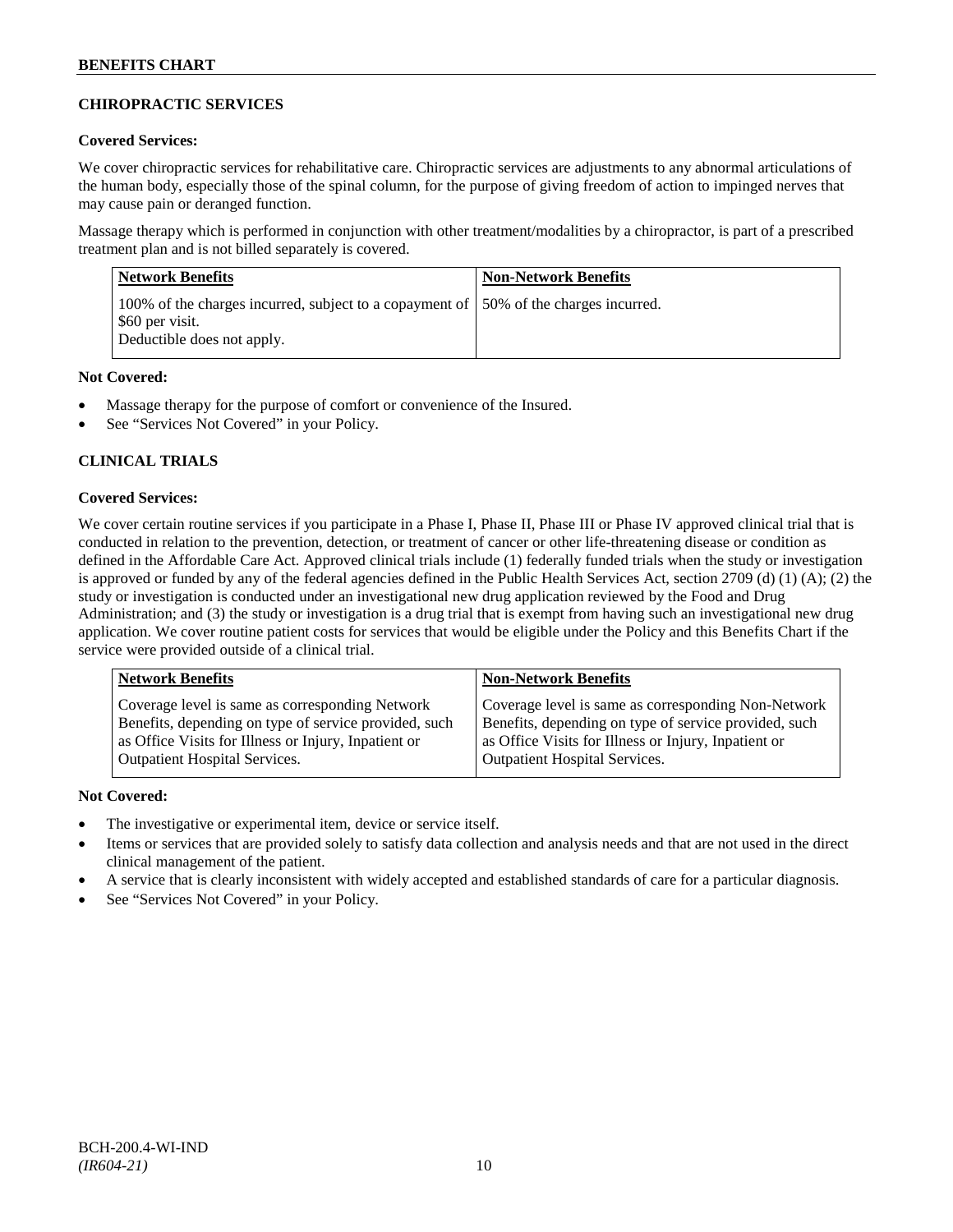## CHIROPRACTIC SERVICES

**Covered Services:**

We cover chiropractic services for rehabilitative care. Chiropractic services are adjustments to any abnormal articulations of the human body, especially those of the spinal column, for the purpose of giving freedom of action to impinged nerves that may cause pain or deranged function.

Massage therapy which is performed in conjunction with other treatment/modalities by a chiropractor, is part of a prescribed treatment plan and is not billed separately is covered.

| Network Benefits | Non-Network Benefits |
| --- | --- |
| 100% of the charges incurred, subject to a copayment of $60 per visit.<br>Deductible does not apply. | 50% of the charges incurred. |

**Not Covered:**

- Massage therapy for the purpose of comfort or convenience of the Insured.
- See "Services Not Covered" in your Policy.

## CLINICAL TRIALS

**Covered Services:**

We cover certain routine services if you participate in a Phase I, Phase II, Phase III or Phase IV approved clinical trial that is conducted in relation to the prevention, detection, or treatment of cancer or other life-threatening disease or condition as defined in the Affordable Care Act. Approved clinical trials include (1) federally funded trials when the study or investigation is approved or funded by any of the federal agencies defined in the Public Health Services Act, section 2709 (d) (1) (A); (2) the study or investigation is conducted under an investigational new drug application reviewed by the Food and Drug Administration; and (3) the study or investigation is a drug trial that is exempt from having such an investigational new drug application. We cover routine patient costs for services that would be eligible under the Policy and this Benefits Chart if the service were provided outside of a clinical trial.

| Network Benefits | Non-Network Benefits |
| --- | --- |
| Coverage level is same as corresponding Network Benefits, depending on type of service provided, such as Office Visits for Illness or Injury, Inpatient or Outpatient Hospital Services. | Coverage level is same as corresponding Non-Network Benefits, depending on type of service provided, such as Office Visits for Illness or Injury, Inpatient or Outpatient Hospital Services. |

**Not Covered:**

- The investigative or experimental item, device or service itself.
- Items or services that are provided solely to satisfy data collection and analysis needs and that are not used in the direct clinical management of the patient.
- A service that is clearly inconsistent with widely accepted and established standards of care for a particular diagnosis.
- See "Services Not Covered" in your Policy.

BCH-200.4-WI-IND
*(IR604-21)*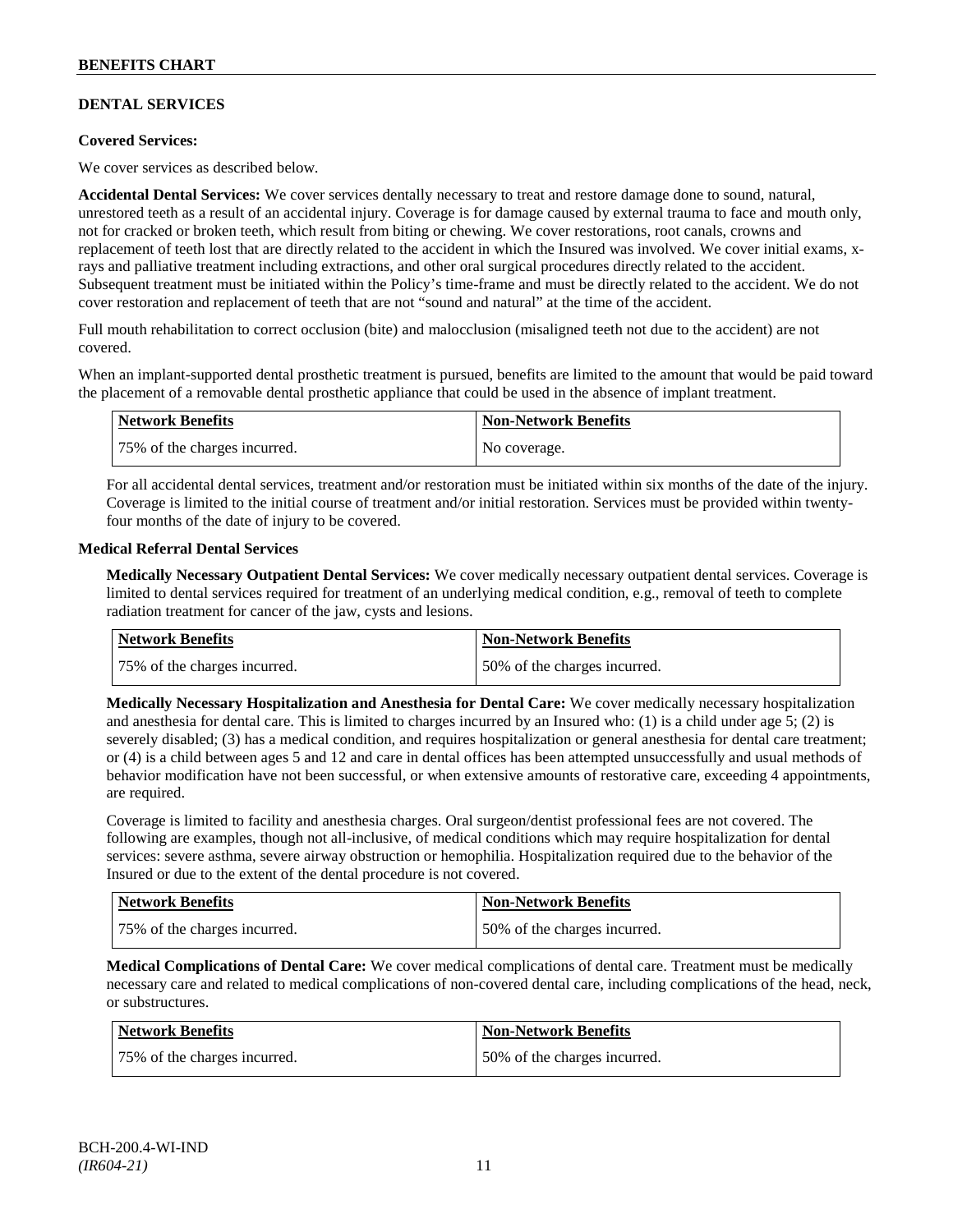## DENTAL SERVICES

### Covered Services:

We cover services as described below.

**Accidental Dental Services:** We cover services dentally necessary to treat and restore damage done to sound, natural, unrestored teeth as a result of an accidental injury. Coverage is for damage caused by external trauma to face and mouth only, not for cracked or broken teeth, which result from biting or chewing. We cover restorations, root canals, crowns and replacement of teeth lost that are directly related to the accident in which the Insured was involved. We cover initial exams, x-rays and palliative treatment including extractions, and other oral surgical procedures directly related to the accident. Subsequent treatment must be initiated within the Policy's time-frame and must be directly related to the accident. We do not cover restoration and replacement of teeth that are not "sound and natural" at the time of the accident.

Full mouth rehabilitation to correct occlusion (bite) and malocclusion (misaligned teeth not due to the accident) are not covered.

When an implant-supported dental prosthetic treatment is pursued, benefits are limited to the amount that would be paid toward the placement of a removable dental prosthetic appliance that could be used in the absence of implant treatment.

| Network Benefits | Non-Network Benefits |
|---|---|
| 75% of the charges incurred. | No coverage. |

For all accidental dental services, treatment and/or restoration must be initiated within six months of the date of the injury. Coverage is limited to the initial course of treatment and/or initial restoration. Services must be provided within twenty-four months of the date of injury to be covered.

### Medical Referral Dental Services

**Medically Necessary Outpatient Dental Services:** We cover medically necessary outpatient dental services. Coverage is limited to dental services required for treatment of an underlying medical condition, e.g., removal of teeth to complete radiation treatment for cancer of the jaw, cysts and lesions.

| Network Benefits | Non-Network Benefits |
|---|---|
| 75% of the charges incurred. | 50% of the charges incurred. |

**Medically Necessary Hospitalization and Anesthesia for Dental Care:** We cover medically necessary hospitalization and anesthesia for dental care. This is limited to charges incurred by an Insured who: (1) is a child under age 5; (2) is severely disabled; (3) has a medical condition, and requires hospitalization or general anesthesia for dental care treatment; or (4) is a child between ages 5 and 12 and care in dental offices has been attempted unsuccessfully and usual methods of behavior modification have not been successful, or when extensive amounts of restorative care, exceeding 4 appointments, are required.

Coverage is limited to facility and anesthesia charges. Oral surgeon/dentist professional fees are not covered. The following are examples, though not all-inclusive, of medical conditions which may require hospitalization for dental services: severe asthma, severe airway obstruction or hemophilia. Hospitalization required due to the behavior of the Insured or due to the extent of the dental procedure is not covered.

| Network Benefits | Non-Network Benefits |
|---|---|
| 75% of the charges incurred. | 50% of the charges incurred. |

**Medical Complications of Dental Care:** We cover medical complications of dental care. Treatment must be medically necessary care and related to medical complications of non-covered dental care, including complications of the head, neck, or substructures.

| Network Benefits | Non-Network Benefits |
|---|---|
| 75% of the charges incurred. | 50% of the charges incurred. |

BCH-200.4-WI-IND
*(IR604-21)*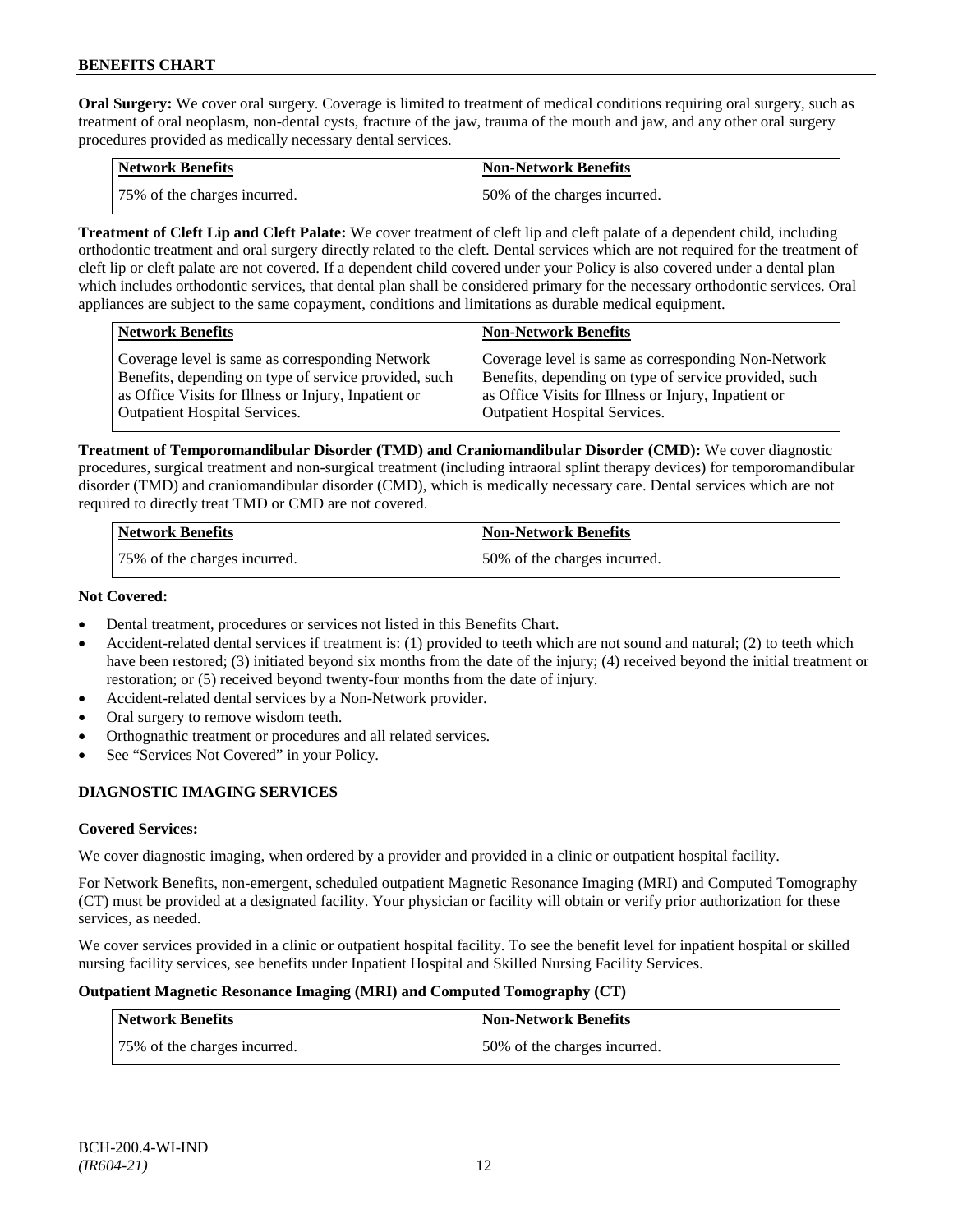**Oral Surgery:** We cover oral surgery. Coverage is limited to treatment of medical conditions requiring oral surgery, such as treatment of oral neoplasm, non-dental cysts, fracture of the jaw, trauma of the mouth and jaw, and any other oral surgery procedures provided as medically necessary dental services.

| Network Benefits | Non-Network Benefits |
|---|---|
| 75% of the charges incurred. | 50% of the charges incurred. |

**Treatment of Cleft Lip and Cleft Palate:** We cover treatment of cleft lip and cleft palate of a dependent child, including orthodontic treatment and oral surgery directly related to the cleft. Dental services which are not required for the treatment of cleft lip or cleft palate are not covered. If a dependent child covered under your Policy is also covered under a dental plan which includes orthodontic services, that dental plan shall be considered primary for the necessary orthodontic services. Oral appliances are subject to the same copayment, conditions and limitations as durable medical equipment.

| Network Benefits | Non-Network Benefits |
|---|---|
| Coverage level is same as corresponding Network Benefits, depending on type of service provided, such as Office Visits for Illness or Injury, Inpatient or Outpatient Hospital Services. | Coverage level is same as corresponding Non-Network Benefits, depending on type of service provided, such as Office Visits for Illness or Injury, Inpatient or Outpatient Hospital Services. |

**Treatment of Temporomandibular Disorder (TMD) and Craniomandibular Disorder (CMD):** We cover diagnostic procedures, surgical treatment and non-surgical treatment (including intraoral splint therapy devices) for temporomandibular disorder (TMD) and craniomandibular disorder (CMD), which is medically necessary care. Dental services which are not required to directly treat TMD or CMD are not covered.

| Network Benefits | Non-Network Benefits |
|---|---|
| 75% of the charges incurred. | 50% of the charges incurred. |

**Not Covered:**

- Dental treatment, procedures or services not listed in this Benefits Chart.
- Accident-related dental services if treatment is: (1) provided to teeth which are not sound and natural; (2) to teeth which have been restored; (3) initiated beyond six months from the date of the injury; (4) received beyond the initial treatment or restoration; or (5) received beyond twenty-four months from the date of injury.
- Accident-related dental services by a Non-Network provider.
- Oral surgery to remove wisdom teeth.
- Orthognathic treatment or procedures and all related services.
- See "Services Not Covered" in your Policy.

## DIAGNOSTIC IMAGING SERVICES

**Covered Services:**

We cover diagnostic imaging, when ordered by a provider and provided in a clinic or outpatient hospital facility.

For Network Benefits, non-emergent, scheduled outpatient Magnetic Resonance Imaging (MRI) and Computed Tomography (CT) must be provided at a designated facility. Your physician or facility will obtain or verify prior authorization for these services, as needed.

We cover services provided in a clinic or outpatient hospital facility. To see the benefit level for inpatient hospital or skilled nursing facility services, see benefits under Inpatient Hospital and Skilled Nursing Facility Services.

**Outpatient Magnetic Resonance Imaging (MRI) and Computed Tomography (CT)**

| Network Benefits | Non-Network Benefits |
|---|---|
| 75% of the charges incurred. | 50% of the charges incurred. |

BCH-200.4-WI-IND
*(IR604-21)*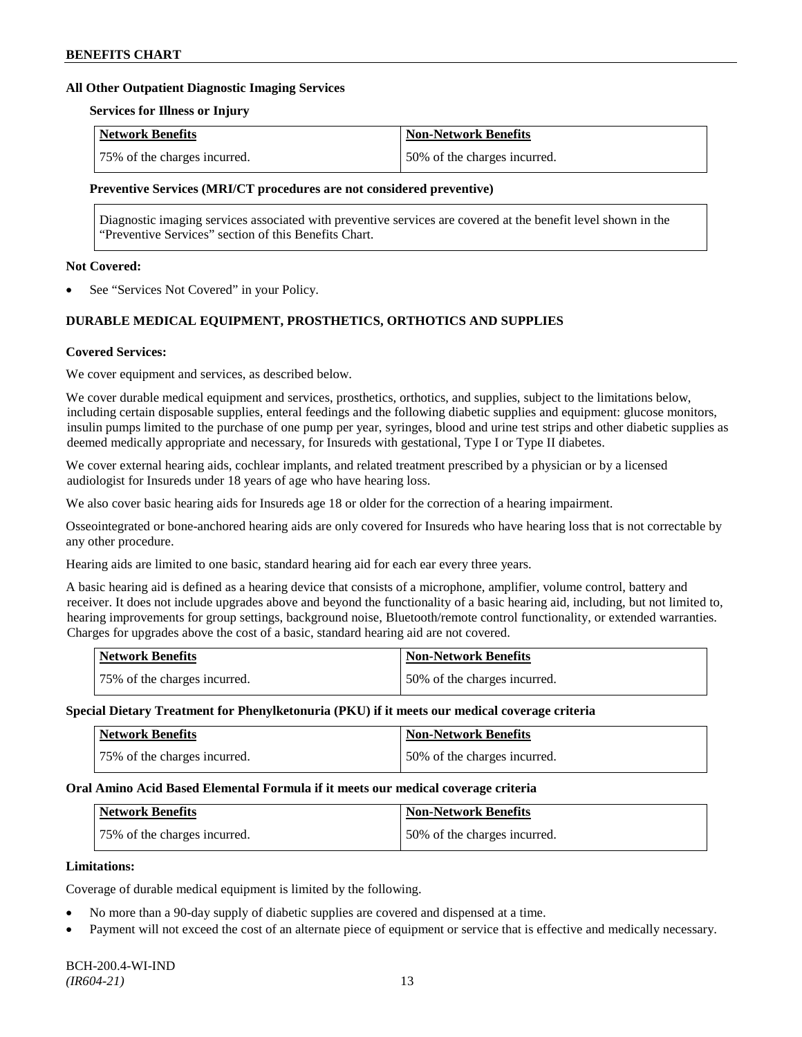**All Other Outpatient Diagnostic Imaging Services**

**Services for Illness or Injury**

| Network Benefits | Non-Network Benefits |
|---|---|
| 75% of the charges incurred. | 50% of the charges incurred. |

**Preventive Services (MRI/CT procedures are not considered preventive)**

Diagnostic imaging services associated with preventive services are covered at the benefit level shown in the "Preventive Services" section of this Benefits Chart.

**Not Covered:**

- See "Services Not Covered" in your Policy.

## DURABLE MEDICAL EQUIPMENT, PROSTHETICS, ORTHOTICS AND SUPPLIES

**Covered Services:**

We cover equipment and services, as described below.

We cover durable medical equipment and services, prosthetics, orthotics, and supplies, subject to the limitations below, including certain disposable supplies, enteral feedings and the following diabetic supplies and equipment: glucose monitors, insulin pumps limited to the purchase of one pump per year, syringes, blood and urine test strips and other diabetic supplies as deemed medically appropriate and necessary, for Insureds with gestational, Type I or Type II diabetes.

We cover external hearing aids, cochlear implants, and related treatment prescribed by a physician or by a licensed audiologist for Insureds under 18 years of age who have hearing loss.

We also cover basic hearing aids for Insureds age 18 or older for the correction of a hearing impairment.

Osseointegrated or bone-anchored hearing aids are only covered for Insureds who have hearing loss that is not correctable by any other procedure.

Hearing aids are limited to one basic, standard hearing aid for each ear every three years.

A basic hearing aid is defined as a hearing device that consists of a microphone, amplifier, volume control, battery and receiver. It does not include upgrades above and beyond the functionality of a basic hearing aid, including, but not limited to, hearing improvements for group settings, background noise, Bluetooth/remote control functionality, or extended warranties. Charges for upgrades above the cost of a basic, standard hearing aid are not covered.

| Network Benefits | Non-Network Benefits |
|---|---|
| 75% of the charges incurred. | 50% of the charges incurred. |

**Special Dietary Treatment for Phenylketonuria (PKU) if it meets our medical coverage criteria**

| Network Benefits | Non-Network Benefits |
|---|---|
| 75% of the charges incurred. | 50% of the charges incurred. |

**Oral Amino Acid Based Elemental Formula if it meets our medical coverage criteria**

| Network Benefits | Non-Network Benefits |
|---|---|
| 75% of the charges incurred. | 50% of the charges incurred. |

**Limitations:**

Coverage of durable medical equipment is limited by the following.

- No more than a 90-day supply of diabetic supplies are covered and dispensed at a time.
- Payment will not exceed the cost of an alternate piece of equipment or service that is effective and medically necessary.

BCH-200.4-WI-IND
*(IR604-21)*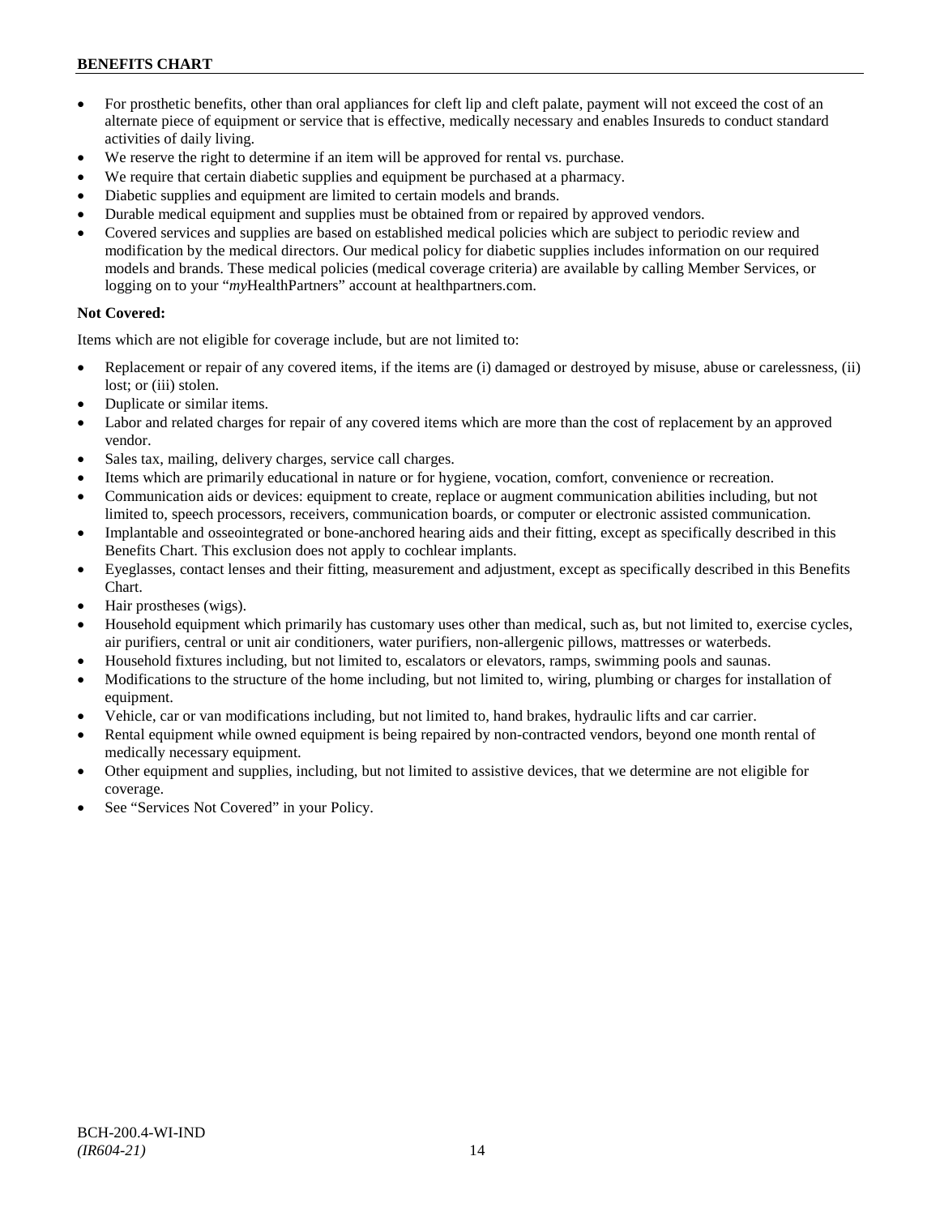- For prosthetic benefits, other than oral appliances for cleft lip and cleft palate, payment will not exceed the cost of an alternate piece of equipment or service that is effective, medically necessary and enables Insureds to conduct standard activities of daily living.
- We reserve the right to determine if an item will be approved for rental vs. purchase.
- We require that certain diabetic supplies and equipment be purchased at a pharmacy.
- Diabetic supplies and equipment are limited to certain models and brands.
- Durable medical equipment and supplies must be obtained from or repaired by approved vendors.
- Covered services and supplies are based on established medical policies which are subject to periodic review and modification by the medical directors. Our medical policy for diabetic supplies includes information on our required models and brands. These medical policies (medical coverage criteria) are available by calling Member Services, or logging on to your "*my*HealthPartners" account at healthpartners.com.

**Not Covered:**

Items which are not eligible for coverage include, but are not limited to:

- Replacement or repair of any covered items, if the items are (i) damaged or destroyed by misuse, abuse or carelessness, (ii) lost; or (iii) stolen.
- Duplicate or similar items.
- Labor and related charges for repair of any covered items which are more than the cost of replacement by an approved vendor.
- Sales tax, mailing, delivery charges, service call charges.
- Items which are primarily educational in nature or for hygiene, vocation, comfort, convenience or recreation.
- Communication aids or devices: equipment to create, replace or augment communication abilities including, but not limited to, speech processors, receivers, communication boards, or computer or electronic assisted communication.
- Implantable and osseointegrated or bone-anchored hearing aids and their fitting, except as specifically described in this Benefits Chart. This exclusion does not apply to cochlear implants.
- Eyeglasses, contact lenses and their fitting, measurement and adjustment, except as specifically described in this Benefits Chart.
- Hair prostheses (wigs).
- Household equipment which primarily has customary uses other than medical, such as, but not limited to, exercise cycles, air purifiers, central or unit air conditioners, water purifiers, non-allergenic pillows, mattresses or waterbeds.
- Household fixtures including, but not limited to, escalators or elevators, ramps, swimming pools and saunas.
- Modifications to the structure of the home including, but not limited to, wiring, plumbing or charges for installation of equipment.
- Vehicle, car or van modifications including, but not limited to, hand brakes, hydraulic lifts and car carrier.
- Rental equipment while owned equipment is being repaired by non-contracted vendors, beyond one month rental of medically necessary equipment.
- Other equipment and supplies, including, but not limited to assistive devices, that we determine are not eligible for coverage.
- See "Services Not Covered" in your Policy.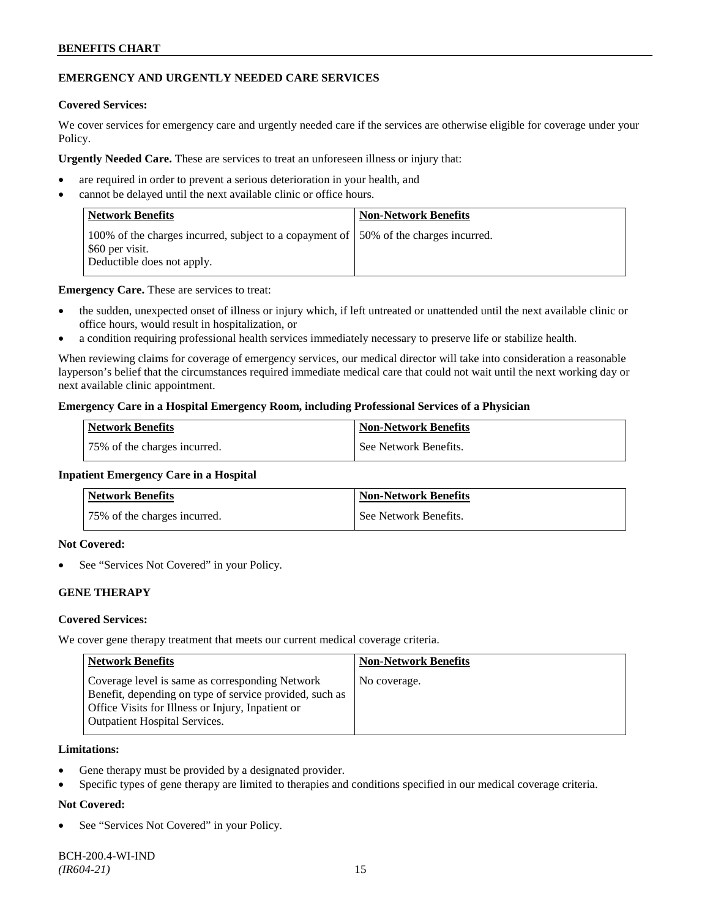## EMERGENCY AND URGENTLY NEEDED CARE SERVICES

**Covered Services:**

We cover services for emergency care and urgently needed care if the services are otherwise eligible for coverage under your Policy.

**Urgently Needed Care.** These are services to treat an unforeseen illness or injury that:

- are required in order to prevent a serious deterioration in your health, and
- cannot be delayed until the next available clinic or office hours.

| Network Benefits | Non-Network Benefits |
|---|---|
| 100% of the charges incurred, subject to a copayment of $60 per visit.<br>Deductible does not apply. | 50% of the charges incurred. |

**Emergency Care.** These are services to treat:

- the sudden, unexpected onset of illness or injury which, if left untreated or unattended until the next available clinic or office hours, would result in hospitalization, or
- a condition requiring professional health services immediately necessary to preserve life or stabilize health.

When reviewing claims for coverage of emergency services, our medical director will take into consideration a reasonable layperson's belief that the circumstances required immediate medical care that could not wait until the next working day or next available clinic appointment.

**Emergency Care in a Hospital Emergency Room, including Professional Services of a Physician**

| Network Benefits | Non-Network Benefits |
|---|---|
| 75% of the charges incurred. | See Network Benefits. |

**Inpatient Emergency Care in a Hospital**

| Network Benefits | Non-Network Benefits |
|---|---|
| 75% of the charges incurred. | See Network Benefits. |

**Not Covered:**

- See "Services Not Covered" in your Policy.

## GENE THERAPY

**Covered Services:**

We cover gene therapy treatment that meets our current medical coverage criteria.

| Network Benefits | Non-Network Benefits |
|---|---|
| Coverage level is same as corresponding Network Benefit, depending on type of service provided, such as Office Visits for Illness or Injury, Inpatient or Outpatient Hospital Services. | No coverage. |

**Limitations:**

- Gene therapy must be provided by a designated provider.
- Specific types of gene therapy are limited to therapies and conditions specified in our medical coverage criteria.

**Not Covered:**

- See "Services Not Covered" in your Policy.

BCH-200.4-WI-IND
*(IR604-21)*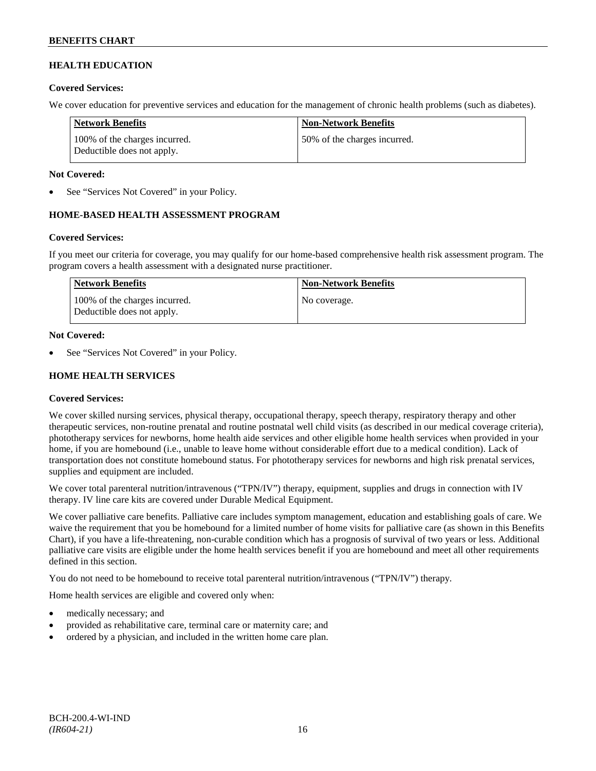## HEALTH EDUCATION

**Covered Services:**

We cover education for preventive services and education for the management of chronic health problems (such as diabetes).

| Network Benefits | Non-Network Benefits |
|---|---|
| 100% of the charges incurred. Deductible does not apply. | 50% of the charges incurred. |

**Not Covered:**

- See "Services Not Covered" in your Policy.

## HOME-BASED HEALTH ASSESSMENT PROGRAM

**Covered Services:**

If you meet our criteria for coverage, you may qualify for our home-based comprehensive health risk assessment program. The program covers a health assessment with a designated nurse practitioner.

| Network Benefits | Non-Network Benefits |
|---|---|
| 100% of the charges incurred. Deductible does not apply. | No coverage. |

**Not Covered:**

- See "Services Not Covered" in your Policy.

## HOME HEALTH SERVICES

**Covered Services:**

We cover skilled nursing services, physical therapy, occupational therapy, speech therapy, respiratory therapy and other therapeutic services, non-routine prenatal and routine postnatal well child visits (as described in our medical coverage criteria), phototherapy services for newborns, home health aide services and other eligible home health services when provided in your home, if you are homebound (i.e., unable to leave home without considerable effort due to a medical condition). Lack of transportation does not constitute homebound status. For phototherapy services for newborns and high risk prenatal services, supplies and equipment are included.

We cover total parenteral nutrition/intravenous ("TPN/IV") therapy, equipment, supplies and drugs in connection with IV therapy. IV line care kits are covered under Durable Medical Equipment.

We cover palliative care benefits. Palliative care includes symptom management, education and establishing goals of care. We waive the requirement that you be homebound for a limited number of home visits for palliative care (as shown in this Benefits Chart), if you have a life-threatening, non-curable condition which has a prognosis of survival of two years or less. Additional palliative care visits are eligible under the home health services benefit if you are homebound and meet all other requirements defined in this section.

You do not need to be homebound to receive total parenteral nutrition/intravenous ("TPN/IV") therapy.

Home health services are eligible and covered only when:

- medically necessary; and
- provided as rehabilitative care, terminal care or maternity care; and
- ordered by a physician, and included in the written home care plan.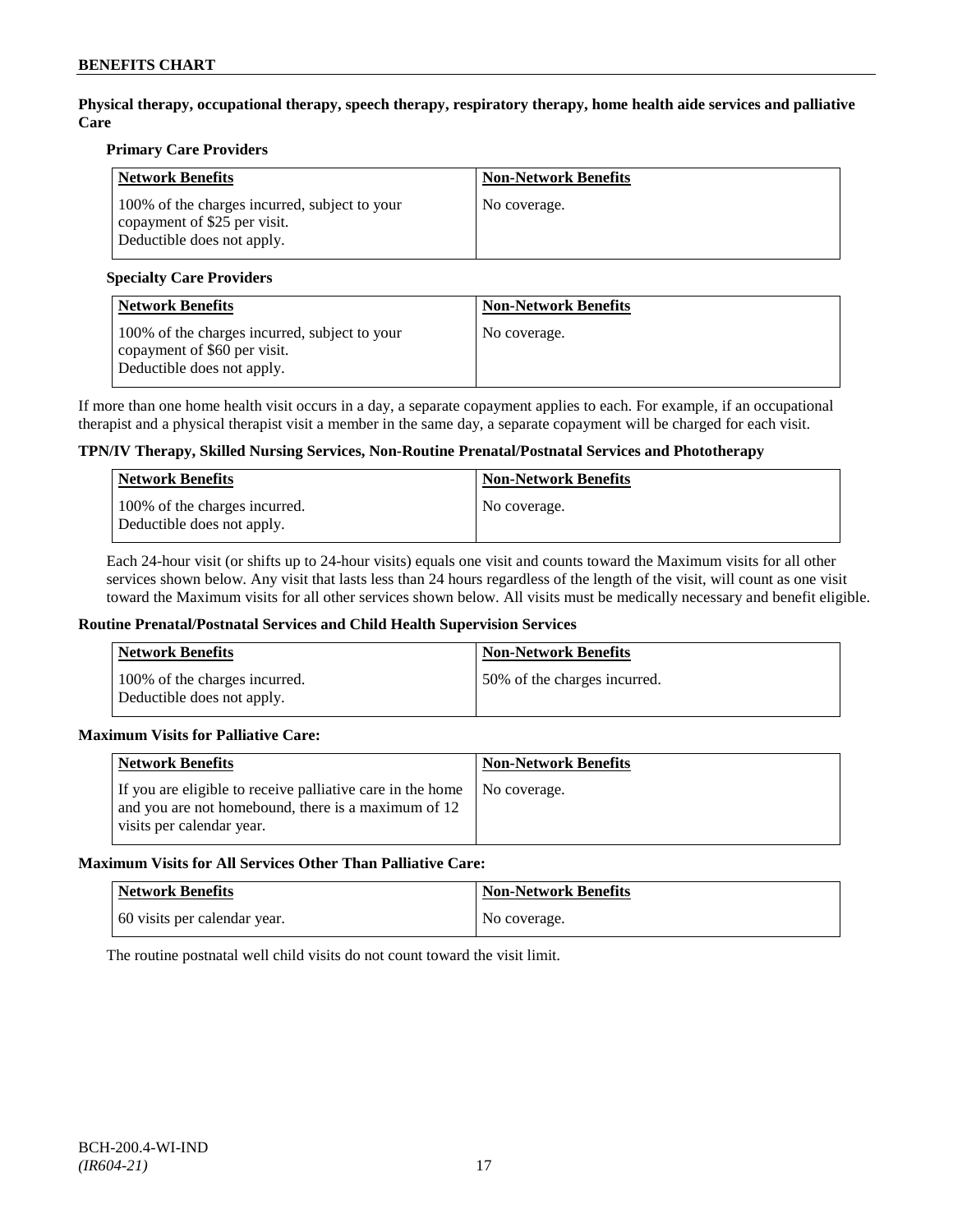**Physical therapy, occupational therapy, speech therapy, respiratory therapy, home health aide services and palliative Care**

**Primary Care Providers**

| Network Benefits | Non-Network Benefits |
| --- | --- |
| 100% of the charges incurred, subject to your copayment of $25 per visit. Deductible does not apply. | No coverage. |

**Specialty Care Providers**

| Network Benefits | Non-Network Benefits |
| --- | --- |
| 100% of the charges incurred, subject to your copayment of $60 per visit. Deductible does not apply. | No coverage. |

If more than one home health visit occurs in a day, a separate copayment applies to each. For example, if an occupational therapist and a physical therapist visit a member in the same day, a separate copayment will be charged for each visit.

**TPN/IV Therapy, Skilled Nursing Services, Non-Routine Prenatal/Postnatal Services and Phototherapy**

| Network Benefits | Non-Network Benefits |
| --- | --- |
| 100% of the charges incurred. Deductible does not apply. | No coverage. |

Each 24-hour visit (or shifts up to 24-hour visits) equals one visit and counts toward the Maximum visits for all other services shown below. Any visit that lasts less than 24 hours regardless of the length of the visit, will count as one visit toward the Maximum visits for all other services shown below. All visits must be medically necessary and benefit eligible.

**Routine Prenatal/Postnatal Services and Child Health Supervision Services**

| Network Benefits | Non-Network Benefits |
| --- | --- |
| 100% of the charges incurred. Deductible does not apply. | 50% of the charges incurred. |

**Maximum Visits for Palliative Care:**

| Network Benefits | Non-Network Benefits |
| --- | --- |
| If you are eligible to receive palliative care in the home and you are not homebound, there is a maximum of 12 visits per calendar year. | No coverage. |

**Maximum Visits for All Services Other Than Palliative Care:**

| Network Benefits | Non-Network Benefits |
| --- | --- |
| 60 visits per calendar year. | No coverage. |

The routine postnatal well child visits do not count toward the visit limit.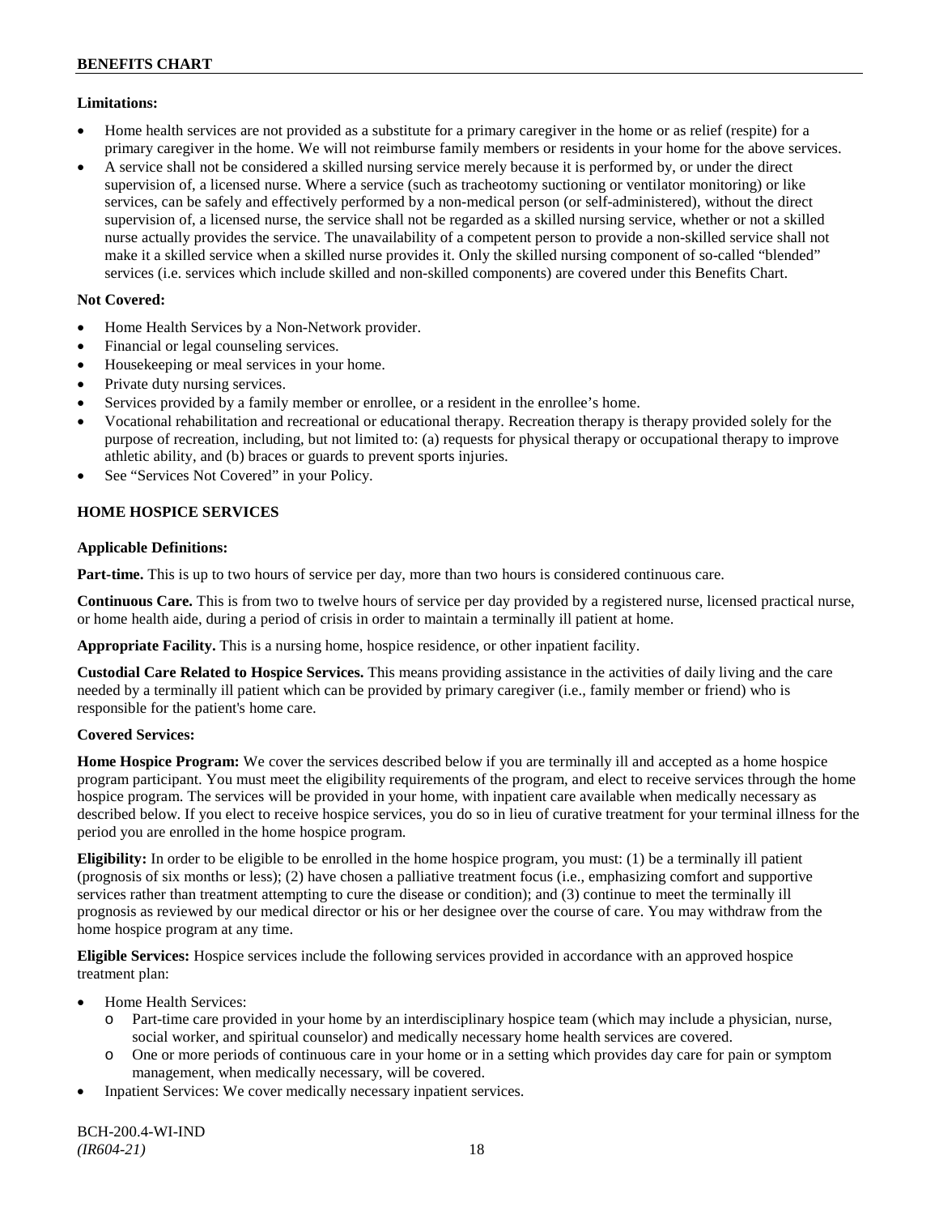**Limitations:**

- Home health services are not provided as a substitute for a primary caregiver in the home or as relief (respite) for a primary caregiver in the home. We will not reimburse family members or residents in your home for the above services.
- A service shall not be considered a skilled nursing service merely because it is performed by, or under the direct supervision of, a licensed nurse. Where a service (such as tracheotomy suctioning or ventilator monitoring) or like services, can be safely and effectively performed by a non-medical person (or self-administered), without the direct supervision of, a licensed nurse, the service shall not be regarded as a skilled nursing service, whether or not a skilled nurse actually provides the service. The unavailability of a competent person to provide a non-skilled service shall not make it a skilled service when a skilled nurse provides it. Only the skilled nursing component of so-called "blended" services (i.e. services which include skilled and non-skilled components) are covered under this Benefits Chart.

**Not Covered:**

- Home Health Services by a Non-Network provider.
- Financial or legal counseling services.
- Housekeeping or meal services in your home.
- Private duty nursing services.
- Services provided by a family member or enrollee, or a resident in the enrollee's home.
- Vocational rehabilitation and recreational or educational therapy. Recreation therapy is therapy provided solely for the purpose of recreation, including, but not limited to: (a) requests for physical therapy or occupational therapy to improve athletic ability, and (b) braces or guards to prevent sports injuries.
- See "Services Not Covered" in your Policy.

**HOME HOSPICE SERVICES**

**Applicable Definitions:**

**Part-time.** This is up to two hours of service per day, more than two hours is considered continuous care.

**Continuous Care.** This is from two to twelve hours of service per day provided by a registered nurse, licensed practical nurse, or home health aide, during a period of crisis in order to maintain a terminally ill patient at home.

**Appropriate Facility.** This is a nursing home, hospice residence, or other inpatient facility.

**Custodial Care Related to Hospice Services.** This means providing assistance in the activities of daily living and the care needed by a terminally ill patient which can be provided by primary caregiver (i.e., family member or friend) who is responsible for the patient's home care.

**Covered Services:**

**Home Hospice Program:** We cover the services described below if you are terminally ill and accepted as a home hospice program participant. You must meet the eligibility requirements of the program, and elect to receive services through the home hospice program. The services will be provided in your home, with inpatient care available when medically necessary as described below. If you elect to receive hospice services, you do so in lieu of curative treatment for your terminal illness for the period you are enrolled in the home hospice program.

**Eligibility:** In order to be eligible to be enrolled in the home hospice program, you must: (1) be a terminally ill patient (prognosis of six months or less); (2) have chosen a palliative treatment focus (i.e., emphasizing comfort and supportive services rather than treatment attempting to cure the disease or condition); and (3) continue to meet the terminally ill prognosis as reviewed by our medical director or his or her designee over the course of care. You may withdraw from the home hospice program at any time.

**Eligible Services:** Hospice services include the following services provided in accordance with an approved hospice treatment plan:

- Home Health Services:
  - Part-time care provided in your home by an interdisciplinary hospice team (which may include a physician, nurse, social worker, and spiritual counselor) and medically necessary home health services are covered.
  - One or more periods of continuous care in your home or in a setting which provides day care for pain or symptom management, when medically necessary, will be covered.
- Inpatient Services: We cover medically necessary inpatient services.

BCH-200.4-WI-IND
*(IR604-21)*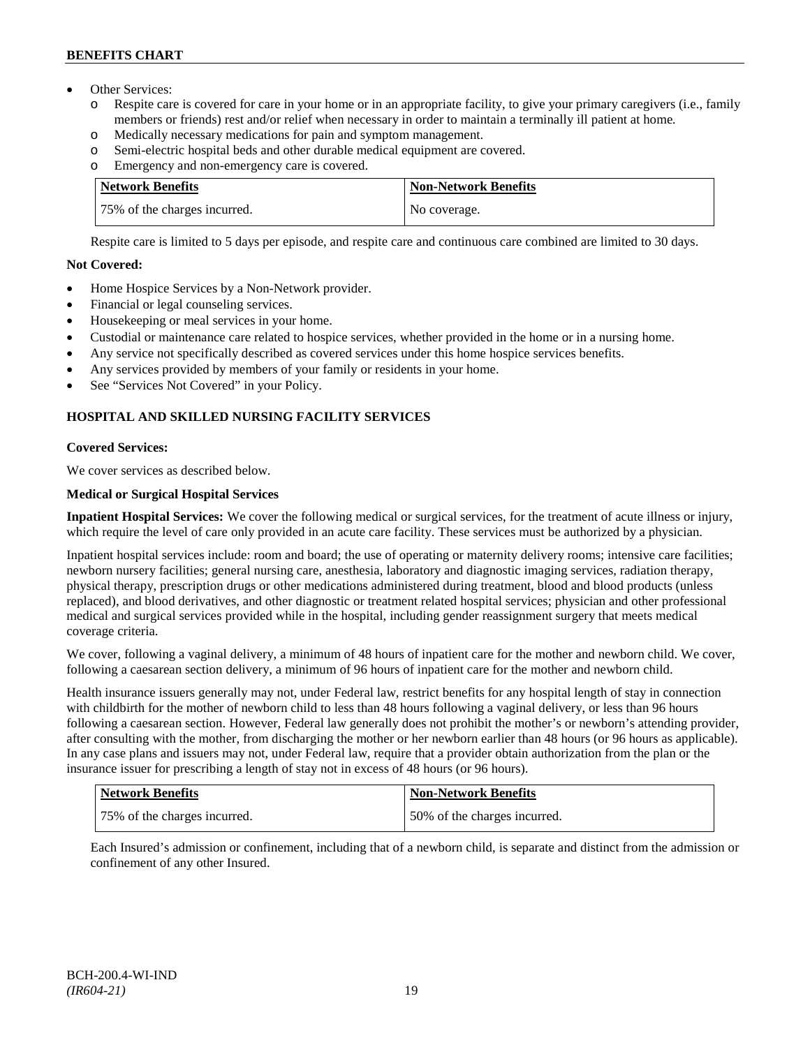- Other Services:
  - o Respite care is covered for care in your home or in an appropriate facility, to give your primary caregivers (i.e., family members or friends) rest and/or relief when necessary in order to maintain a terminally ill patient at home.
  - o Medically necessary medications for pain and symptom management.
  - o Semi-electric hospital beds and other durable medical equipment are covered.
  - o Emergency and non-emergency care is covered.

| Network Benefits | Non-Network Benefits |
|---|---|
| 75% of the charges incurred. | No coverage. |

Respite care is limited to 5 days per episode, and respite care and continuous care combined are limited to 30 days.

**Not Covered:**

- Home Hospice Services by a Non-Network provider.
- Financial or legal counseling services.
- Housekeeping or meal services in your home.
- Custodial or maintenance care related to hospice services, whether provided in the home or in a nursing home.
- Any service not specifically described as covered services under this home hospice services benefits.
- Any services provided by members of your family or residents in your home.
- See "Services Not Covered" in your Policy.

## HOSPITAL AND SKILLED NURSING FACILITY SERVICES

**Covered Services:**

We cover services as described below.

**Medical or Surgical Hospital Services**

**Inpatient Hospital Services:** We cover the following medical or surgical services, for the treatment of acute illness or injury, which require the level of care only provided in an acute care facility. These services must be authorized by a physician.

Inpatient hospital services include: room and board; the use of operating or maternity delivery rooms; intensive care facilities; newborn nursery facilities; general nursing care, anesthesia, laboratory and diagnostic imaging services, radiation therapy, physical therapy, prescription drugs or other medications administered during treatment, blood and blood products (unless replaced), and blood derivatives, and other diagnostic or treatment related hospital services; physician and other professional medical and surgical services provided while in the hospital, including gender reassignment surgery that meets medical coverage criteria.

We cover, following a vaginal delivery, a minimum of 48 hours of inpatient care for the mother and newborn child. We cover, following a caesarean section delivery, a minimum of 96 hours of inpatient care for the mother and newborn child.

Health insurance issuers generally may not, under Federal law, restrict benefits for any hospital length of stay in connection with childbirth for the mother of newborn child to less than 48 hours following a vaginal delivery, or less than 96 hours following a caesarean section. However, Federal law generally does not prohibit the mother's or newborn's attending provider, after consulting with the mother, from discharging the mother or her newborn earlier than 48 hours (or 96 hours as applicable). In any case plans and issuers may not, under Federal law, require that a provider obtain authorization from the plan or the insurance issuer for prescribing a length of stay not in excess of 48 hours (or 96 hours).

| Network Benefits | Non-Network Benefits |
|---|---|
| 75% of the charges incurred. | 50% of the charges incurred. |

Each Insured's admission or confinement, including that of a newborn child, is separate and distinct from the admission or confinement of any other Insured.

BCH-200.4-WI-IND
*(IR604-21)*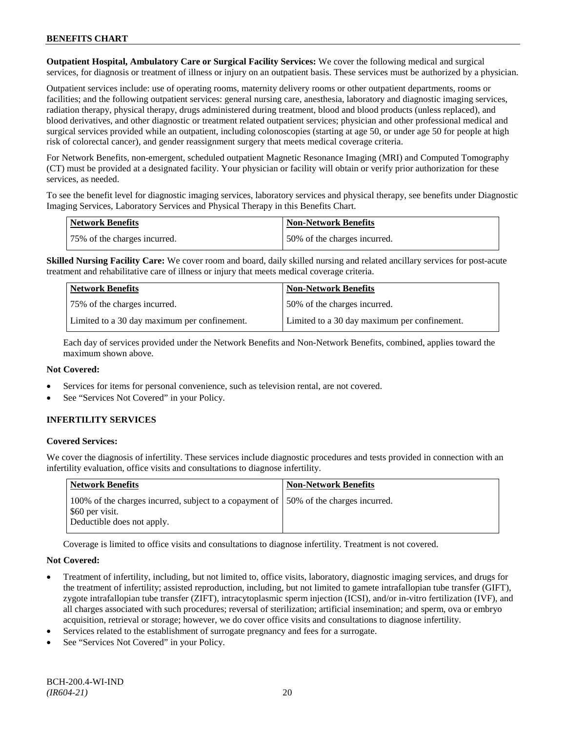**Outpatient Hospital, Ambulatory Care or Surgical Facility Services:** We cover the following medical and surgical services, for diagnosis or treatment of illness or injury on an outpatient basis. These services must be authorized by a physician.

Outpatient services include: use of operating rooms, maternity delivery rooms or other outpatient departments, rooms or facilities; and the following outpatient services: general nursing care, anesthesia, laboratory and diagnostic imaging services, radiation therapy, physical therapy, drugs administered during treatment, blood and blood products (unless replaced), and blood derivatives, and other diagnostic or treatment related outpatient services; physician and other professional medical and surgical services provided while an outpatient, including colonoscopies (starting at age 50, or under age 50 for people at high risk of colorectal cancer), and gender reassignment surgery that meets medical coverage criteria.

For Network Benefits, non-emergent, scheduled outpatient Magnetic Resonance Imaging (MRI) and Computed Tomography (CT) must be provided at a designated facility. Your physician or facility will obtain or verify prior authorization for these services, as needed.

To see the benefit level for diagnostic imaging services, laboratory services and physical therapy, see benefits under Diagnostic Imaging Services, Laboratory Services and Physical Therapy in this Benefits Chart.

| Network Benefits | Non-Network Benefits |
|---|---|
| 75% of the charges incurred. | 50% of the charges incurred. |

**Skilled Nursing Facility Care:** We cover room and board, daily skilled nursing and related ancillary services for post-acute treatment and rehabilitative care of illness or injury that meets medical coverage criteria.

| Network Benefits | Non-Network Benefits |
|---|---|
| 75% of the charges incurred. | 50% of the charges incurred. |
| Limited to a 30 day maximum per confinement. | Limited to a 30 day maximum per confinement. |

Each day of services provided under the Network Benefits and Non-Network Benefits, combined, applies toward the maximum shown above.

**Not Covered:**

- Services for items for personal convenience, such as television rental, are not covered.
- See "Services Not Covered" in your Policy.

### INFERTILITY SERVICES

**Covered Services:**

We cover the diagnosis of infertility. These services include diagnostic procedures and tests provided in connection with an infertility evaluation, office visits and consultations to diagnose infertility.

| Network Benefits | Non-Network Benefits |
|---|---|
| 100% of the charges incurred, subject to a copayment of $60 per visit.<br>Deductible does not apply. | 50% of the charges incurred. |

Coverage is limited to office visits and consultations to diagnose infertility. Treatment is not covered.

**Not Covered:**

- Treatment of infertility, including, but not limited to, office visits, laboratory, diagnostic imaging services, and drugs for the treatment of infertility; assisted reproduction, including, but not limited to gamete intrafallopian tube transfer (GIFT), zygote intrafallopian tube transfer (ZIFT), intracytoplasmic sperm injection (ICSI), and/or in-vitro fertilization (IVF), and all charges associated with such procedures; reversal of sterilization; artificial insemination; and sperm, ova or embryo acquisition, retrieval or storage; however, we do cover office visits and consultations to diagnose infertility.
- Services related to the establishment of surrogate pregnancy and fees for a surrogate.
- See "Services Not Covered" in your Policy.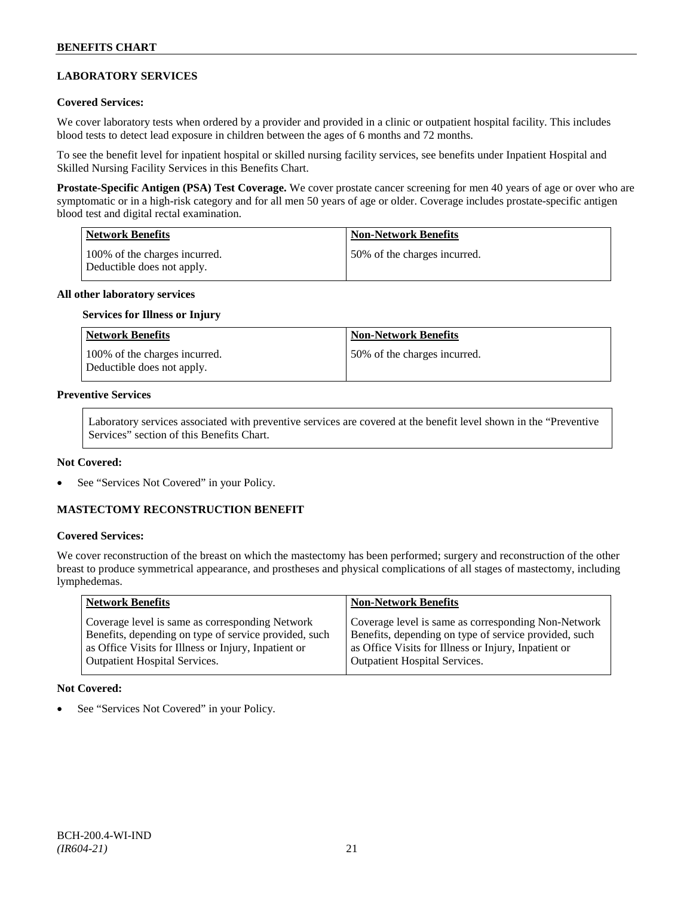## LABORATORY SERVICES

**Covered Services:**

We cover laboratory tests when ordered by a provider and provided in a clinic or outpatient hospital facility. This includes blood tests to detect lead exposure in children between the ages of 6 months and 72 months.

To see the benefit level for inpatient hospital or skilled nursing facility services, see benefits under Inpatient Hospital and Skilled Nursing Facility Services in this Benefits Chart.

**Prostate-Specific Antigen (PSA) Test Coverage.** We cover prostate cancer screening for men 40 years of age or over who are symptomatic or in a high-risk category and for all men 50 years of age or older. Coverage includes prostate-specific antigen blood test and digital rectal examination.

| Network Benefits | Non-Network Benefits |
| --- | --- |
| 100% of the charges incurred. Deductible does not apply. | 50% of the charges incurred. |

**All other laboratory services**

**Services for Illness or Injury**

| Network Benefits | Non-Network Benefits |
| --- | --- |
| 100% of the charges incurred. Deductible does not apply. | 50% of the charges incurred. |

**Preventive Services**

Laboratory services associated with preventive services are covered at the benefit level shown in the "Preventive Services" section of this Benefits Chart.

**Not Covered:**

- See "Services Not Covered" in your Policy.

## MASTECTOMY RECONSTRUCTION BENEFIT

**Covered Services:**

We cover reconstruction of the breast on which the mastectomy has been performed; surgery and reconstruction of the other breast to produce symmetrical appearance, and prostheses and physical complications of all stages of mastectomy, including lymphedemas.

| Network Benefits | Non-Network Benefits |
| --- | --- |
| Coverage level is same as corresponding Network Benefits, depending on type of service provided, such as Office Visits for Illness or Injury, Inpatient or Outpatient Hospital Services. | Coverage level is same as corresponding Non-Network Benefits, depending on type of service provided, such as Office Visits for Illness or Injury, Inpatient or Outpatient Hospital Services. |

**Not Covered:**

- See "Services Not Covered" in your Policy.

BCH-200.4-WI-IND
*(IR604-21)*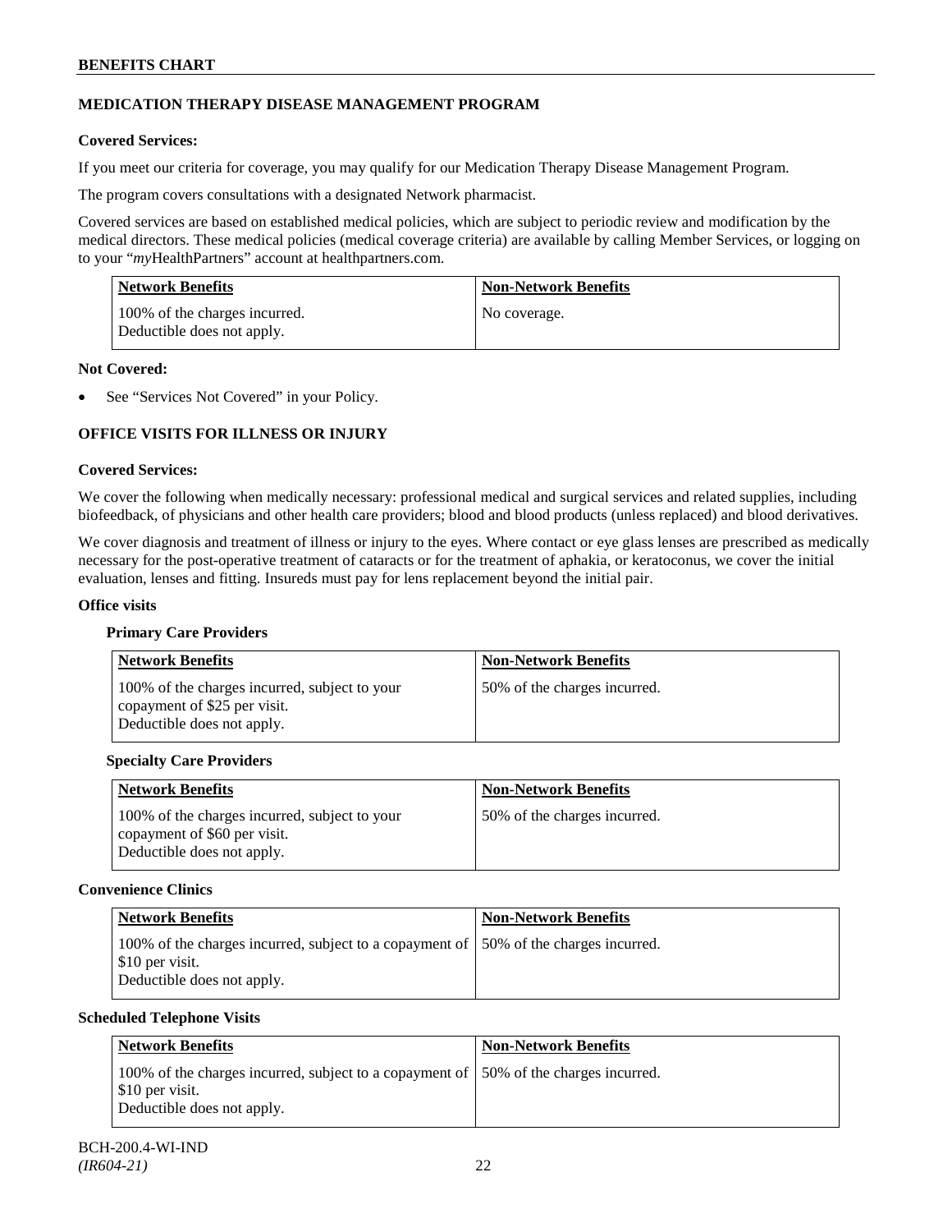## MEDICATION THERAPY DISEASE MANAGEMENT PROGRAM

**Covered Services:**

If you meet our criteria for coverage, you may qualify for our Medication Therapy Disease Management Program.

The program covers consultations with a designated Network pharmacist.

Covered services are based on established medical policies, which are subject to periodic review and modification by the medical directors. These medical policies (medical coverage criteria) are available by calling Member Services, or logging on to your "*my*HealthPartners" account at healthpartners.com.

| Network Benefits | Non-Network Benefits |
|---|---|
| 100% of the charges incurred. Deductible does not apply. | No coverage. |

**Not Covered:**

- See "Services Not Covered" in your Policy.

## OFFICE VISITS FOR ILLNESS OR INJURY

**Covered Services:**

We cover the following when medically necessary: professional medical and surgical services and related supplies, including biofeedback, of physicians and other health care providers; blood and blood products (unless replaced) and blood derivatives.

We cover diagnosis and treatment of illness or injury to the eyes. Where contact or eye glass lenses are prescribed as medically necessary for the post-operative treatment of cataracts or for the treatment of aphakia, or keratoconus, we cover the initial evaluation, lenses and fitting. Insureds must pay for lens replacement beyond the initial pair.

**Office visits**

**Primary Care Providers**

| Network Benefits | Non-Network Benefits |
|---|---|
| 100% of the charges incurred, subject to your copayment of $25 per visit. Deductible does not apply. | 50% of the charges incurred. |

**Specialty Care Providers**

| Network Benefits | Non-Network Benefits |
|---|---|
| 100% of the charges incurred, subject to your copayment of $60 per visit. Deductible does not apply. | 50% of the charges incurred. |

**Convenience Clinics**

| Network Benefits | Non-Network Benefits |
|---|---|
| 100% of the charges incurred, subject to a copayment of $10 per visit. Deductible does not apply. | 50% of the charges incurred. |

**Scheduled Telephone Visits**

| Network Benefits | Non-Network Benefits |
|---|---|
| 100% of the charges incurred, subject to a copayment of $10 per visit. Deductible does not apply. | 50% of the charges incurred. |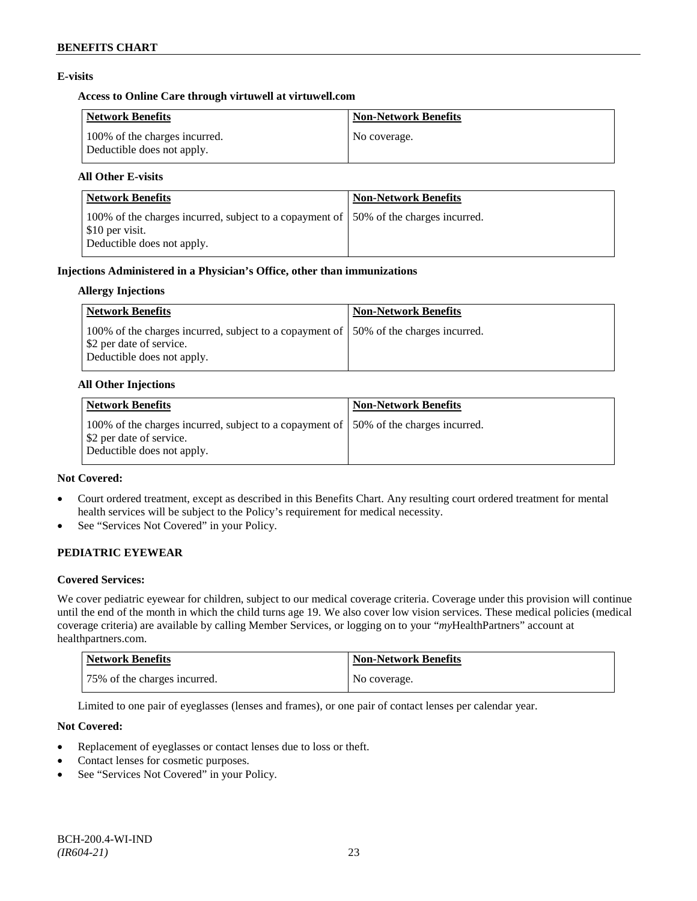### E-visits

#### Access to Online Care through virtuwell at virtuwell.com

| Network Benefits | Non-Network Benefits |
|---|---|
| 100% of the charges incurred. Deductible does not apply. | No coverage. |

#### All Other E-visits

| Network Benefits | Non-Network Benefits |
|---|---|
| 100% of the charges incurred, subject to a copayment of $10 per visit. Deductible does not apply. | 50% of the charges incurred. |

### Injections Administered in a Physician's Office, other than immunizations

#### Allergy Injections

| Network Benefits | Non-Network Benefits |
|---|---|
| 100% of the charges incurred, subject to a copayment of $2 per date of service. Deductible does not apply. | 50% of the charges incurred. |

#### All Other Injections

| Network Benefits | Non-Network Benefits |
|---|---|
| 100% of the charges incurred, subject to a copayment of $2 per date of service. Deductible does not apply. | 50% of the charges incurred. |

**Not Covered:**

- Court ordered treatment, except as described in this Benefits Chart. Any resulting court ordered treatment for mental health services will be subject to the Policy's requirement for medical necessity.
- See "Services Not Covered" in your Policy.

## PEDIATRIC EYEWEAR

**Covered Services:**

We cover pediatric eyewear for children, subject to our medical coverage criteria. Coverage under this provision will continue until the end of the month in which the child turns age 19. We also cover low vision services. These medical policies (medical coverage criteria) are available by calling Member Services, or logging on to your "*my*HealthPartners" account at healthpartners.com.

| Network Benefits | Non-Network Benefits |
|---|---|
| 75% of the charges incurred. | No coverage. |

Limited to one pair of eyeglasses (lenses and frames), or one pair of contact lenses per calendar year.

**Not Covered:**

- Replacement of eyeglasses or contact lenses due to loss or theft.
- Contact lenses for cosmetic purposes.
- See "Services Not Covered" in your Policy.

BCH-200.4-WI-IND
*(IR604-21)*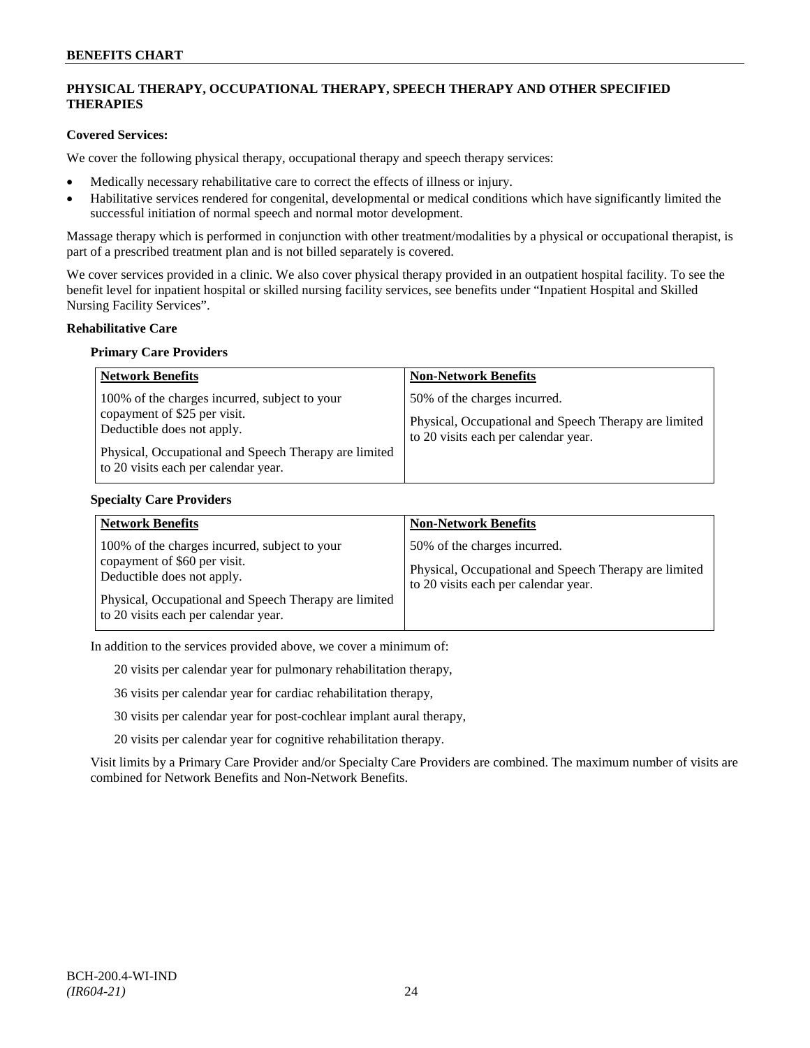## PHYSICAL THERAPY, OCCUPATIONAL THERAPY, SPEECH THERAPY AND OTHER SPECIFIED THERAPIES

**Covered Services:**

We cover the following physical therapy, occupational therapy and speech therapy services:

- Medically necessary rehabilitative care to correct the effects of illness or injury.
- Habilitative services rendered for congenital, developmental or medical conditions which have significantly limited the successful initiation of normal speech and normal motor development.

Massage therapy which is performed in conjunction with other treatment/modalities by a physical or occupational therapist, is part of a prescribed treatment plan and is not billed separately is covered.

We cover services provided in a clinic. We also cover physical therapy provided in an outpatient hospital facility. To see the benefit level for inpatient hospital or skilled nursing facility services, see benefits under "Inpatient Hospital and Skilled Nursing Facility Services".

**Rehabilitative Care**

**Primary Care Providers**

| Network Benefits | Non-Network Benefits |
| --- | --- |
| 100% of the charges incurred, subject to your copayment of $25 per visit. Deductible does not apply.<br><br>Physical, Occupational and Speech Therapy are limited to 20 visits each per calendar year. | 50% of the charges incurred.<br><br>Physical, Occupational and Speech Therapy are limited to 20 visits each per calendar year. |

**Specialty Care Providers**

| Network Benefits | Non-Network Benefits |
| --- | --- |
| 100% of the charges incurred, subject to your copayment of $60 per visit. Deductible does not apply.<br><br>Physical, Occupational and Speech Therapy are limited to 20 visits each per calendar year. | 50% of the charges incurred.<br><br>Physical, Occupational and Speech Therapy are limited to 20 visits each per calendar year. |

In addition to the services provided above, we cover a minimum of:

20 visits per calendar year for pulmonary rehabilitation therapy,

36 visits per calendar year for cardiac rehabilitation therapy,

30 visits per calendar year for post-cochlear implant aural therapy,

20 visits per calendar year for cognitive rehabilitation therapy.

Visit limits by a Primary Care Provider and/or Specialty Care Providers are combined. The maximum number of visits are combined for Network Benefits and Non-Network Benefits.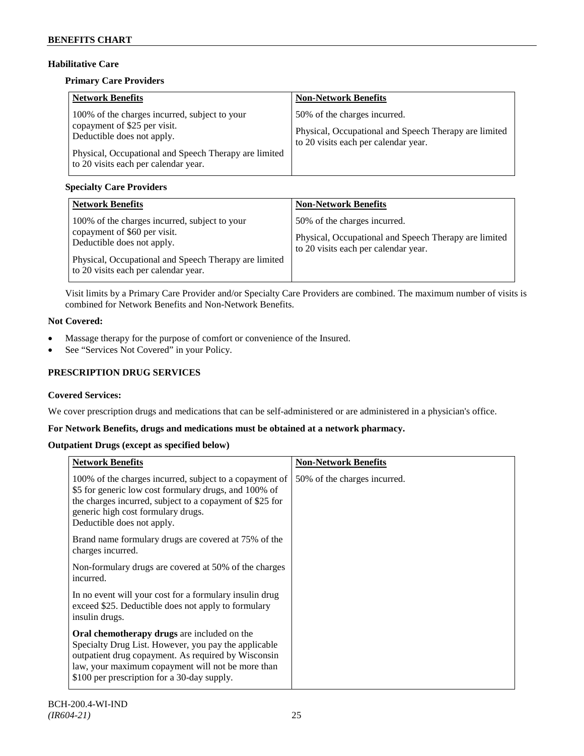### Habilitative Care

#### Primary Care Providers

| Network Benefits | Non-Network Benefits |
| --- | --- |
| 100% of the charges incurred, subject to your copayment of $25 per visit. Deductible does not apply.<br><br>Physical, Occupational and Speech Therapy are limited to 20 visits each per calendar year. | 50% of the charges incurred.<br><br>Physical, Occupational and Speech Therapy are limited to 20 visits each per calendar year. |

#### Specialty Care Providers

| Network Benefits | Non-Network Benefits |
| --- | --- |
| 100% of the charges incurred, subject to your copayment of $60 per visit. Deductible does not apply.<br><br>Physical, Occupational and Speech Therapy are limited to 20 visits each per calendar year. | 50% of the charges incurred.<br><br>Physical, Occupational and Speech Therapy are limited to 20 visits each per calendar year. |

Visit limits by a Primary Care Provider and/or Specialty Care Providers are combined. The maximum number of visits is combined for Network Benefits and Non-Network Benefits.

**Not Covered:**

- Massage therapy for the purpose of comfort or convenience of the Insured.
- See "Services Not Covered" in your Policy.

## PRESCRIPTION DRUG SERVICES

**Covered Services:**

We cover prescription drugs and medications that can be self-administered or are administered in a physician's office.

**For Network Benefits, drugs and medications must be obtained at a network pharmacy.**

**Outpatient Drugs (except as specified below)**

| Network Benefits | Non-Network Benefits |
| --- | --- |
| 100% of the charges incurred, subject to a copayment of $5 for generic low cost formulary drugs, and 100% of the charges incurred, subject to a copayment of $25 for generic high cost formulary drugs. Deductible does not apply.<br><br>Brand name formulary drugs are covered at 75% of the charges incurred.<br><br>Non-formulary drugs are covered at 50% of the charges incurred.<br><br>In no event will your cost for a formulary insulin drug exceed $25. Deductible does not apply to formulary insulin drugs.<br><br>**Oral chemotherapy drugs** are included on the Specialty Drug List. However, you pay the applicable outpatient drug copayment. As required by Wisconsin law, your maximum copayment will not be more than $100 per prescription for a 30-day supply. | 50% of the charges incurred. |

BCH-200.4-WI-IND
*(IR604-21)*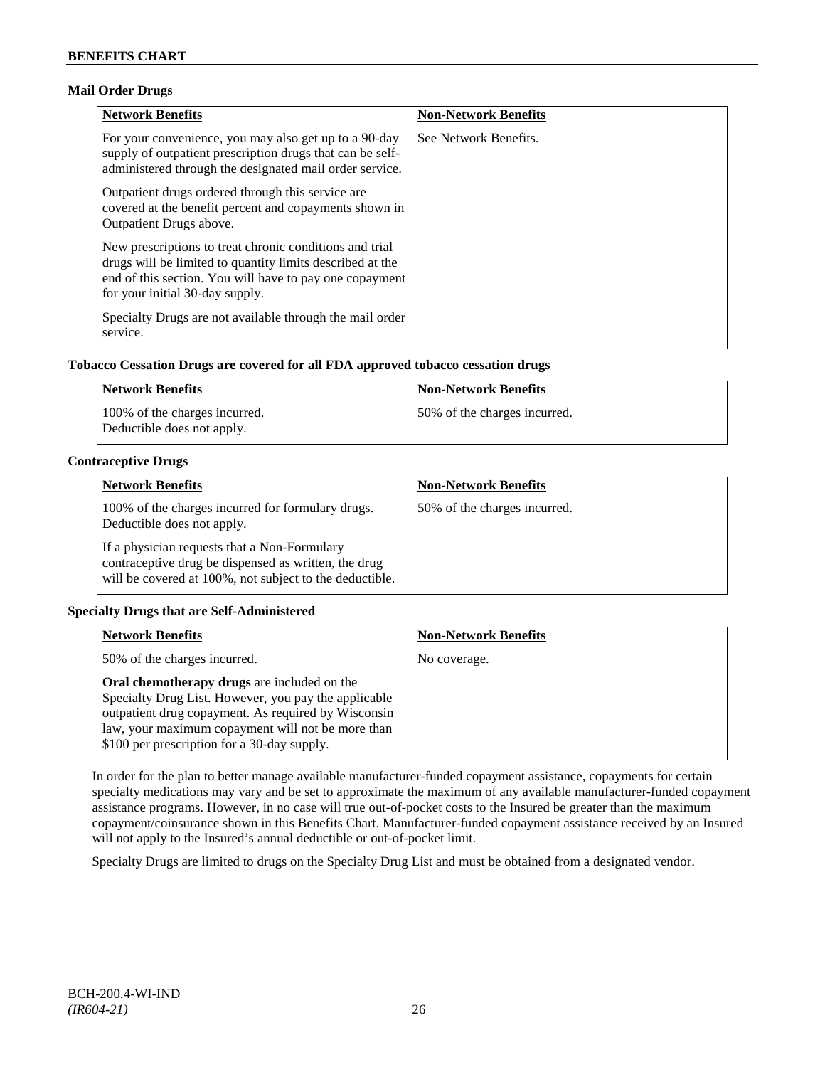### Mail Order Drugs

| Network Benefits | Non-Network Benefits |
|---|---|
| For your convenience, you may also get up to a 90-day supply of outpatient prescription drugs that can be self-administered through the designated mail order service.<br><br>Outpatient drugs ordered through this service are covered at the benefit percent and copayments shown in Outpatient Drugs above.<br><br>New prescriptions to treat chronic conditions and trial drugs will be limited to quantity limits described at the end of this section. You will have to pay one copayment for your initial 30-day supply.<br><br>Specialty Drugs are not available through the mail order service. | See Network Benefits. |

### Tobacco Cessation Drugs are covered for all FDA approved tobacco cessation drugs

| Network Benefits | Non-Network Benefits |
|---|---|
| 100% of the charges incurred.<br>Deductible does not apply. | 50% of the charges incurred. |

### Contraceptive Drugs

| Network Benefits | Non-Network Benefits |
|---|---|
| 100% of the charges incurred for formulary drugs. Deductible does not apply.<br><br>If a physician requests that a Non-Formulary contraceptive drug be dispensed as written, the drug will be covered at 100%, not subject to the deductible. | 50% of the charges incurred. |

### Specialty Drugs that are Self-Administered

| Network Benefits | Non-Network Benefits |
|---|---|
| 50% of the charges incurred.<br><br>**Oral chemotherapy drugs** are included on the Specialty Drug List. However, you pay the applicable outpatient drug copayment. As required by Wisconsin law, your maximum copayment will not be more than $100 per prescription for a 30-day supply. | No coverage. |

In order for the plan to better manage available manufacturer-funded copayment assistance, copayments for certain specialty medications may vary and be set to approximate the maximum of any available manufacturer-funded copayment assistance programs. However, in no case will true out-of-pocket costs to the Insured be greater than the maximum copayment/coinsurance shown in this Benefits Chart. Manufacturer-funded copayment assistance received by an Insured will not apply to the Insured's annual deductible or out-of-pocket limit.

Specialty Drugs are limited to drugs on the Specialty Drug List and must be obtained from a designated vendor.

BCH-200.4-WI-IND
*(IR604-21)*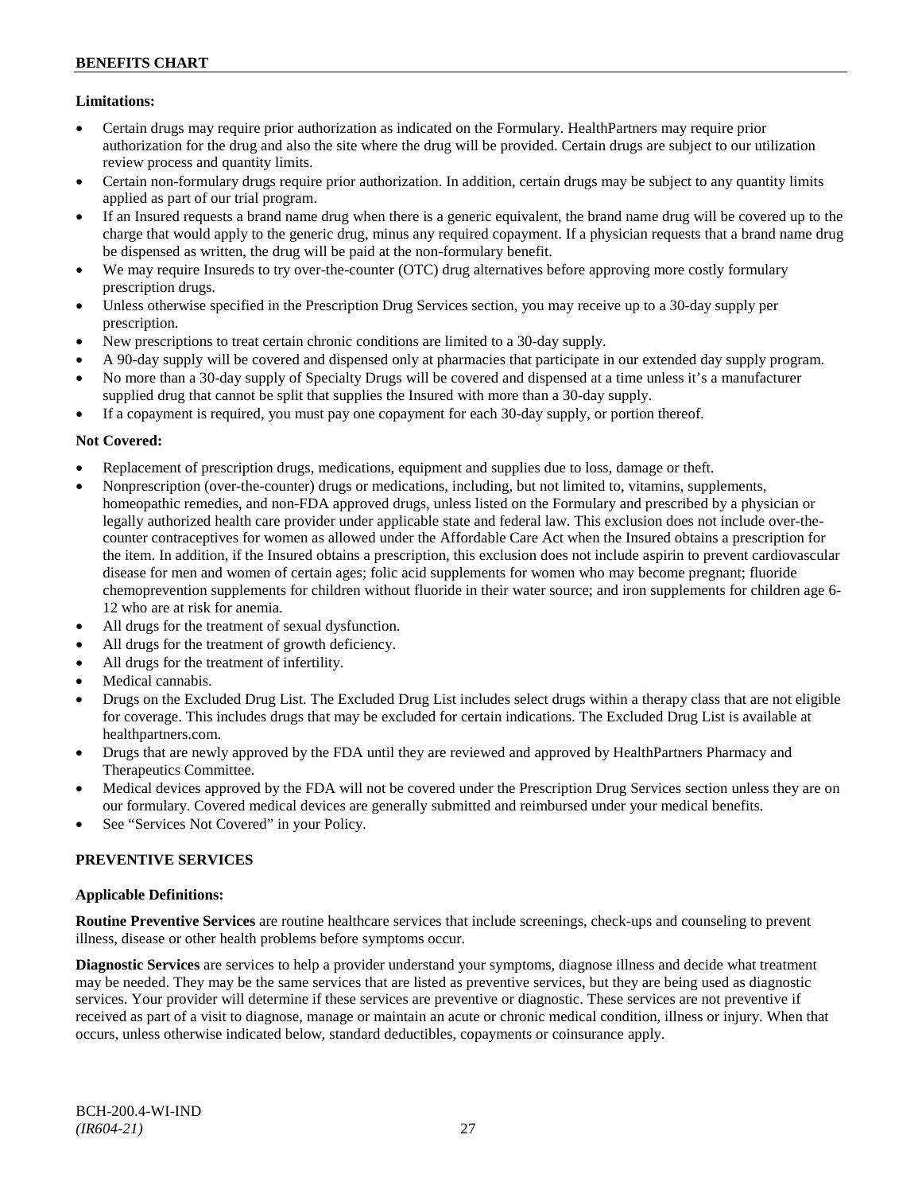**Limitations:**

- Certain drugs may require prior authorization as indicated on the Formulary. HealthPartners may require prior authorization for the drug and also the site where the drug will be provided. Certain drugs are subject to our utilization review process and quantity limits.
- Certain non-formulary drugs require prior authorization. In addition, certain drugs may be subject to any quantity limits applied as part of our trial program.
- If an Insured requests a brand name drug when there is a generic equivalent, the brand name drug will be covered up to the charge that would apply to the generic drug, minus any required copayment. If a physician requests that a brand name drug be dispensed as written, the drug will be paid at the non-formulary benefit.
- We may require Insureds to try over-the-counter (OTC) drug alternatives before approving more costly formulary prescription drugs.
- Unless otherwise specified in the Prescription Drug Services section, you may receive up to a 30-day supply per prescription.
- New prescriptions to treat certain chronic conditions are limited to a 30-day supply.
- A 90-day supply will be covered and dispensed only at pharmacies that participate in our extended day supply program.
- No more than a 30-day supply of Specialty Drugs will be covered and dispensed at a time unless it's a manufacturer supplied drug that cannot be split that supplies the Insured with more than a 30-day supply.
- If a copayment is required, you must pay one copayment for each 30-day supply, or portion thereof.

**Not Covered:**

- Replacement of prescription drugs, medications, equipment and supplies due to loss, damage or theft.
- Nonprescription (over-the-counter) drugs or medications, including, but not limited to, vitamins, supplements, homeopathic remedies, and non-FDA approved drugs, unless listed on the Formulary and prescribed by a physician or legally authorized health care provider under applicable state and federal law. This exclusion does not include over-the-counter contraceptives for women as allowed under the Affordable Care Act when the Insured obtains a prescription for the item. In addition, if the Insured obtains a prescription, this exclusion does not include aspirin to prevent cardiovascular disease for men and women of certain ages; folic acid supplements for women who may become pregnant; fluoride chemoprevention supplements for children without fluoride in their water source; and iron supplements for children age 6-12 who are at risk for anemia.
- All drugs for the treatment of sexual dysfunction.
- All drugs for the treatment of growth deficiency.
- All drugs for the treatment of infertility.
- Medical cannabis.
- Drugs on the Excluded Drug List. The Excluded Drug List includes select drugs within a therapy class that are not eligible for coverage. This includes drugs that may be excluded for certain indications. The Excluded Drug List is available at healthpartners.com.
- Drugs that are newly approved by the FDA until they are reviewed and approved by HealthPartners Pharmacy and Therapeutics Committee.
- Medical devices approved by the FDA will not be covered under the Prescription Drug Services section unless they are on our formulary. Covered medical devices are generally submitted and reimbursed under your medical benefits.
- See "Services Not Covered" in your Policy.

## PREVENTIVE SERVICES

**Applicable Definitions:**

**Routine Preventive Services** are routine healthcare services that include screenings, check-ups and counseling to prevent illness, disease or other health problems before symptoms occur.

**Diagnostic Services** are services to help a provider understand your symptoms, diagnose illness and decide what treatment may be needed. They may be the same services that are listed as preventive services, but they are being used as diagnostic services. Your provider will determine if these services are preventive or diagnostic. These services are not preventive if received as part of a visit to diagnose, manage or maintain an acute or chronic medical condition, illness or injury. When that occurs, unless otherwise indicated below, standard deductibles, copayments or coinsurance apply.

BCH-200.4-WI-IND
*(IR604-21)*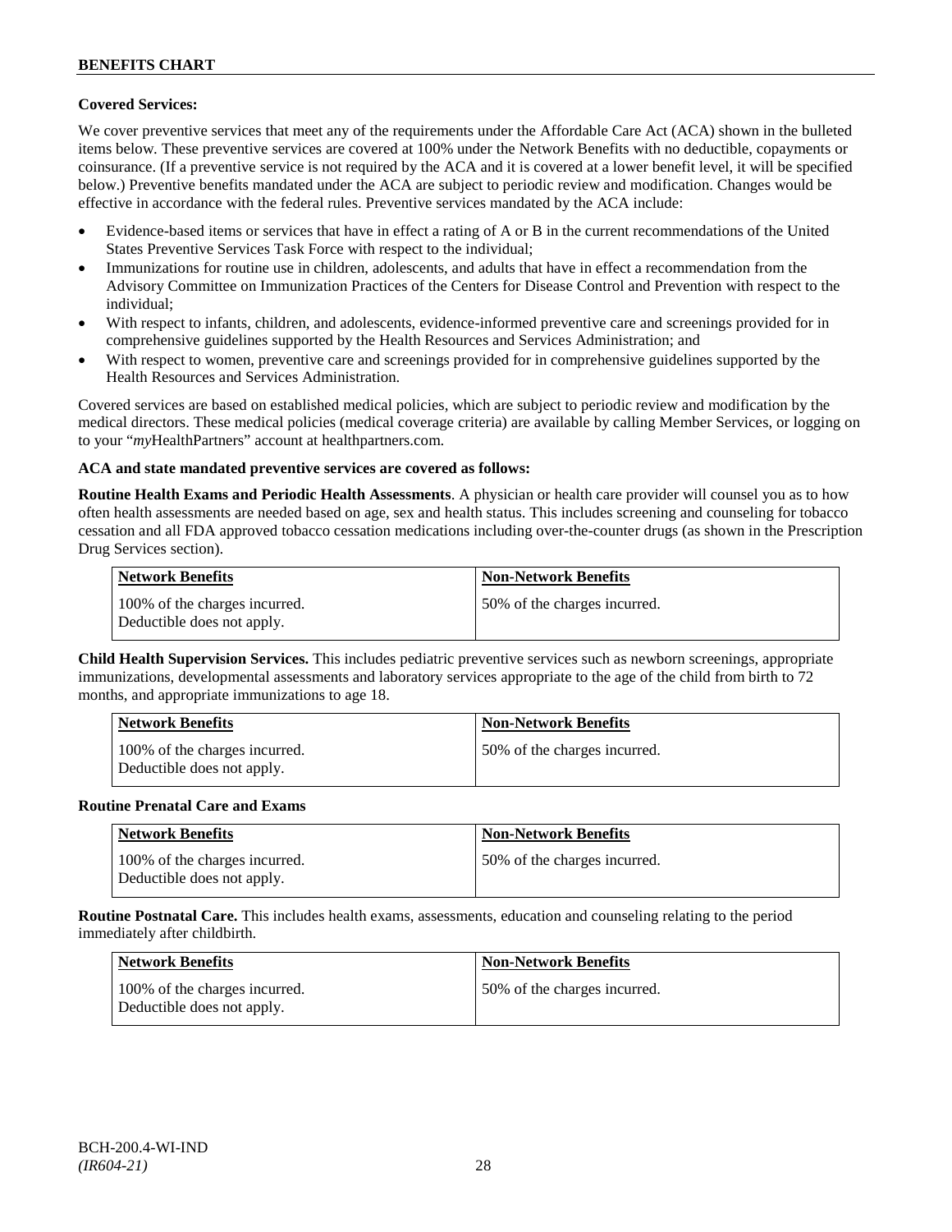**Covered Services:**

We cover preventive services that meet any of the requirements under the Affordable Care Act (ACA) shown in the bulleted items below. These preventive services are covered at 100% under the Network Benefits with no deductible, copayments or coinsurance. (If a preventive service is not required by the ACA and it is covered at a lower benefit level, it will be specified below.) Preventive benefits mandated under the ACA are subject to periodic review and modification. Changes would be effective in accordance with the federal rules. Preventive services mandated by the ACA include:

- Evidence-based items or services that have in effect a rating of A or B in the current recommendations of the United States Preventive Services Task Force with respect to the individual;
- Immunizations for routine use in children, adolescents, and adults that have in effect a recommendation from the Advisory Committee on Immunization Practices of the Centers for Disease Control and Prevention with respect to the individual;
- With respect to infants, children, and adolescents, evidence-informed preventive care and screenings provided for in comprehensive guidelines supported by the Health Resources and Services Administration; and
- With respect to women, preventive care and screenings provided for in comprehensive guidelines supported by the Health Resources and Services Administration.

Covered services are based on established medical policies, which are subject to periodic review and modification by the medical directors. These medical policies (medical coverage criteria) are available by calling Member Services, or logging on to your "*my*HealthPartners" account at healthpartners.com.

**ACA and state mandated preventive services are covered as follows:**

**Routine Health Exams and Periodic Health Assessments**. A physician or health care provider will counsel you as to how often health assessments are needed based on age, sex and health status. This includes screening and counseling for tobacco cessation and all FDA approved tobacco cessation medications including over-the-counter drugs (as shown in the Prescription Drug Services section).

| Network Benefits | Non-Network Benefits |
| --- | --- |
| 100% of the charges incurred. Deductible does not apply. | 50% of the charges incurred. |

**Child Health Supervision Services.** This includes pediatric preventive services such as newborn screenings, appropriate immunizations, developmental assessments and laboratory services appropriate to the age of the child from birth to 72 months, and appropriate immunizations to age 18.

| Network Benefits | Non-Network Benefits |
| --- | --- |
| 100% of the charges incurred. Deductible does not apply. | 50% of the charges incurred. |

**Routine Prenatal Care and Exams**

| Network Benefits | Non-Network Benefits |
| --- | --- |
| 100% of the charges incurred. Deductible does not apply. | 50% of the charges incurred. |

**Routine Postnatal Care.** This includes health exams, assessments, education and counseling relating to the period immediately after childbirth.

| Network Benefits | Non-Network Benefits |
| --- | --- |
| 100% of the charges incurred. Deductible does not apply. | 50% of the charges incurred. |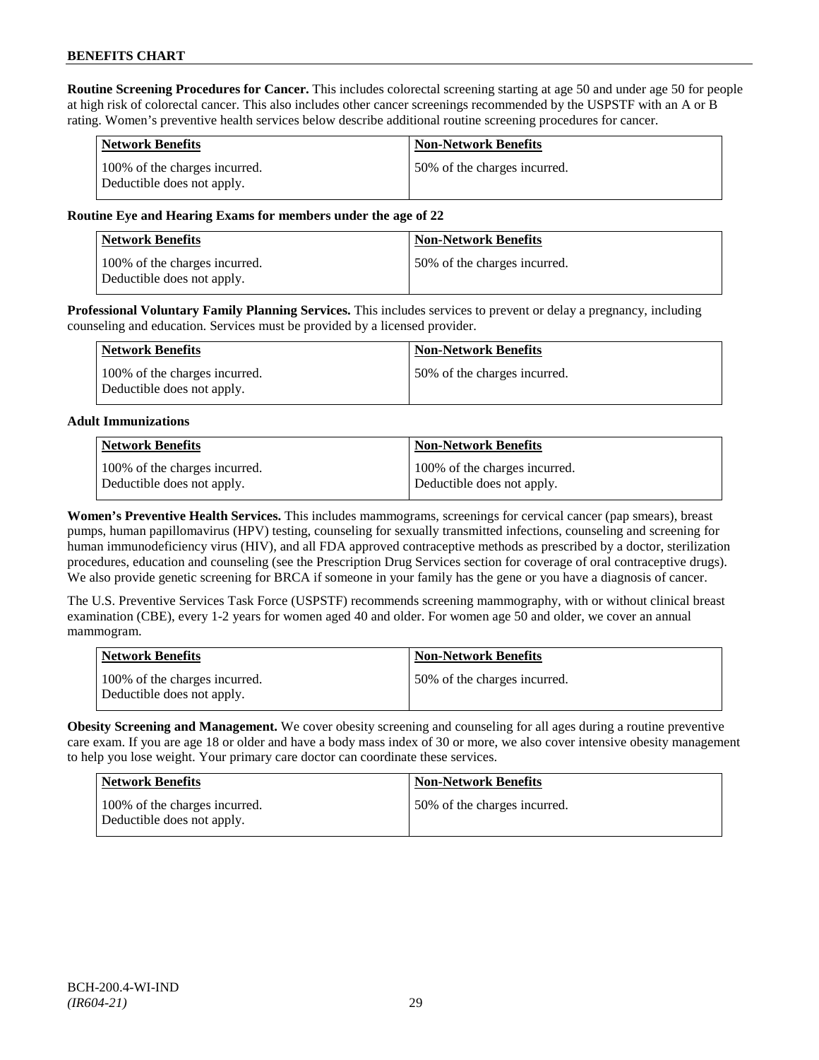**Routine Screening Procedures for Cancer.** This includes colorectal screening starting at age 50 and under age 50 for people at high risk of colorectal cancer. This also includes other cancer screenings recommended by the USPSTF with an A or B rating. Women's preventive health services below describe additional routine screening procedures for cancer.

| Network Benefits | Non-Network Benefits |
| --- | --- |
| 100% of the charges incurred. Deductible does not apply. | 50% of the charges incurred. |

**Routine Eye and Hearing Exams for members under the age of 22**

| Network Benefits | Non-Network Benefits |
| --- | --- |
| 100% of the charges incurred. Deductible does not apply. | 50% of the charges incurred. |

**Professional Voluntary Family Planning Services.** This includes services to prevent or delay a pregnancy, including counseling and education. Services must be provided by a licensed provider.

| Network Benefits | Non-Network Benefits |
| --- | --- |
| 100% of the charges incurred. Deductible does not apply. | 50% of the charges incurred. |

**Adult Immunizations**

| Network Benefits | Non-Network Benefits |
| --- | --- |
| 100% of the charges incurred. Deductible does not apply. | 100% of the charges incurred. Deductible does not apply. |

**Women's Preventive Health Services.** This includes mammograms, screenings for cervical cancer (pap smears), breast pumps, human papillomavirus (HPV) testing, counseling for sexually transmitted infections, counseling and screening for human immunodeficiency virus (HIV), and all FDA approved contraceptive methods as prescribed by a doctor, sterilization procedures, education and counseling (see the Prescription Drug Services section for coverage of oral contraceptive drugs). We also provide genetic screening for BRCA if someone in your family has the gene or you have a diagnosis of cancer.

The U.S. Preventive Services Task Force (USPSTF) recommends screening mammography, with or without clinical breast examination (CBE), every 1-2 years for women aged 40 and older. For women age 50 and older, we cover an annual mammogram.

| Network Benefits | Non-Network Benefits |
| --- | --- |
| 100% of the charges incurred. Deductible does not apply. | 50% of the charges incurred. |

**Obesity Screening and Management.** We cover obesity screening and counseling for all ages during a routine preventive care exam. If you are age 18 or older and have a body mass index of 30 or more, we also cover intensive obesity management to help you lose weight. Your primary care doctor can coordinate these services.

| Network Benefits | Non-Network Benefits |
| --- | --- |
| 100% of the charges incurred. Deductible does not apply. | 50% of the charges incurred. |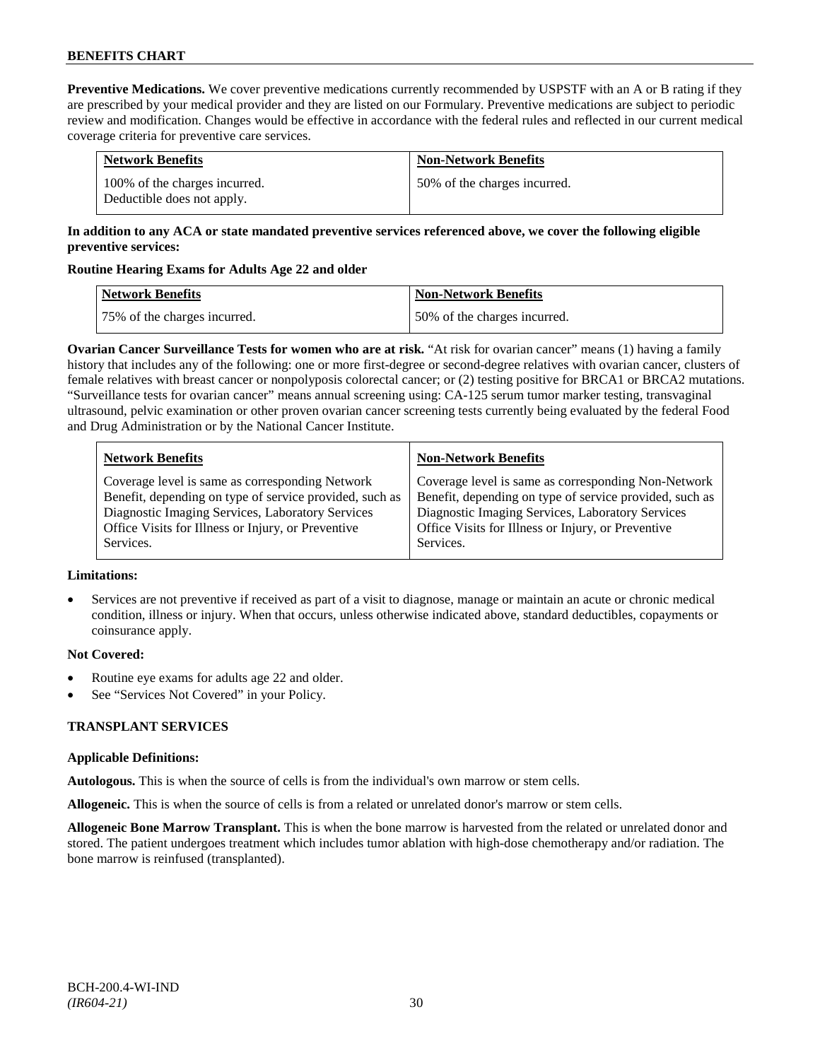**Preventive Medications.** We cover preventive medications currently recommended by USPSTF with an A or B rating if they are prescribed by your medical provider and they are listed on our Formulary. Preventive medications are subject to periodic review and modification. Changes would be effective in accordance with the federal rules and reflected in our current medical coverage criteria for preventive care services.

| Network Benefits | Non-Network Benefits |
|---|---|
| 100% of the charges incurred. Deductible does not apply. | 50% of the charges incurred. |

**In addition to any ACA or state mandated preventive services referenced above, we cover the following eligible preventive services:**

**Routine Hearing Exams for Adults Age 22 and older**

| Network Benefits | Non-Network Benefits |
|---|---|
| 75% of the charges incurred. | 50% of the charges incurred. |

**Ovarian Cancer Surveillance Tests for women who are at risk.** "At risk for ovarian cancer" means (1) having a family history that includes any of the following: one or more first-degree or second-degree relatives with ovarian cancer, clusters of female relatives with breast cancer or nonpolyposis colorectal cancer; or (2) testing positive for BRCA1 or BRCA2 mutations. "Surveillance tests for ovarian cancer" means annual screening using: CA-125 serum tumor marker testing, transvaginal ultrasound, pelvic examination or other proven ovarian cancer screening tests currently being evaluated by the federal Food and Drug Administration or by the National Cancer Institute.

| Network Benefits | Non-Network Benefits |
|---|---|
| Coverage level is same as corresponding Network Benefit, depending on type of service provided, such as Diagnostic Imaging Services, Laboratory Services Office Visits for Illness or Injury, or Preventive Services. | Coverage level is same as corresponding Non-Network Benefit, depending on type of service provided, such as Diagnostic Imaging Services, Laboratory Services Office Visits for Illness or Injury, or Preventive Services. |

**Limitations:**

- Services are not preventive if received as part of a visit to diagnose, manage or maintain an acute or chronic medical condition, illness or injury. When that occurs, unless otherwise indicated above, standard deductibles, copayments or coinsurance apply.

**Not Covered:**

- Routine eye exams for adults age 22 and older.
- See "Services Not Covered" in your Policy.

**TRANSPLANT SERVICES**

**Applicable Definitions:**

**Autologous.** This is when the source of cells is from the individual's own marrow or stem cells.

**Allogeneic.** This is when the source of cells is from a related or unrelated donor's marrow or stem cells.

**Allogeneic Bone Marrow Transplant.** This is when the bone marrow is harvested from the related or unrelated donor and stored. The patient undergoes treatment which includes tumor ablation with high-dose chemotherapy and/or radiation. The bone marrow is reinfused (transplanted).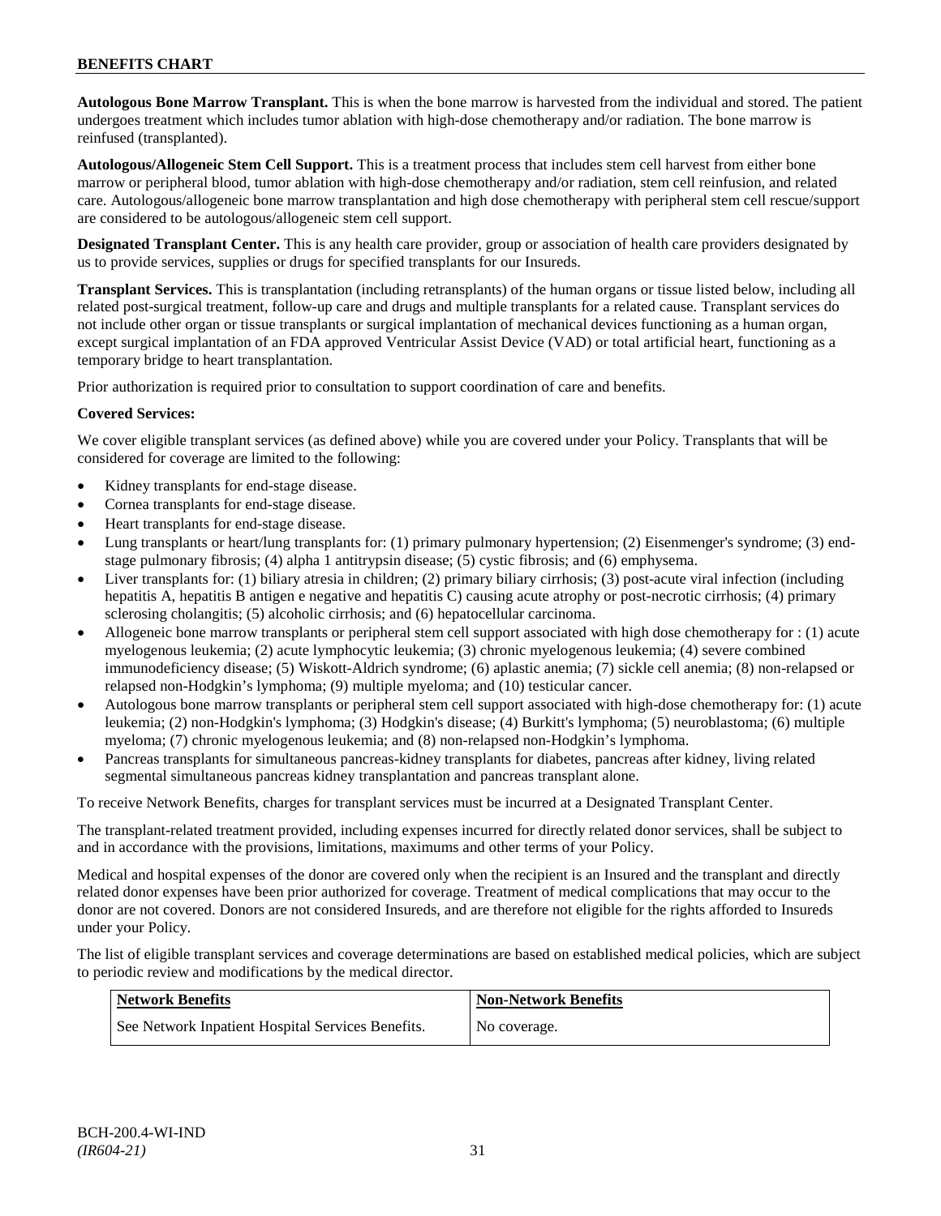**Autologous Bone Marrow Transplant.** This is when the bone marrow is harvested from the individual and stored. The patient undergoes treatment which includes tumor ablation with high-dose chemotherapy and/or radiation. The bone marrow is reinfused (transplanted).

**Autologous/Allogeneic Stem Cell Support.** This is a treatment process that includes stem cell harvest from either bone marrow or peripheral blood, tumor ablation with high-dose chemotherapy and/or radiation, stem cell reinfusion, and related care. Autologous/allogeneic bone marrow transplantation and high dose chemotherapy with peripheral stem cell rescue/support are considered to be autologous/allogeneic stem cell support.

**Designated Transplant Center.** This is any health care provider, group or association of health care providers designated by us to provide services, supplies or drugs for specified transplants for our Insureds.

**Transplant Services.** This is transplantation (including retransplants) of the human organs or tissue listed below, including all related post-surgical treatment, follow-up care and drugs and multiple transplants for a related cause. Transplant services do not include other organ or tissue transplants or surgical implantation of mechanical devices functioning as a human organ, except surgical implantation of an FDA approved Ventricular Assist Device (VAD) or total artificial heart, functioning as a temporary bridge to heart transplantation.

Prior authorization is required prior to consultation to support coordination of care and benefits.

**Covered Services:**

We cover eligible transplant services (as defined above) while you are covered under your Policy. Transplants that will be considered for coverage are limited to the following:

- Kidney transplants for end-stage disease.
- Cornea transplants for end-stage disease.
- Heart transplants for end-stage disease.
- Lung transplants or heart/lung transplants for: (1) primary pulmonary hypertension; (2) Eisenmenger's syndrome; (3) end-stage pulmonary fibrosis; (4) alpha 1 antitrypsin disease; (5) cystic fibrosis; and (6) emphysema.
- Liver transplants for: (1) biliary atresia in children; (2) primary biliary cirrhosis; (3) post-acute viral infection (including hepatitis A, hepatitis B antigen e negative and hepatitis C) causing acute atrophy or post-necrotic cirrhosis; (4) primary sclerosing cholangitis; (5) alcoholic cirrhosis; and (6) hepatocellular carcinoma.
- Allogeneic bone marrow transplants or peripheral stem cell support associated with high dose chemotherapy for : (1) acute myelogenous leukemia; (2) acute lymphocytic leukemia; (3) chronic myelogenous leukemia; (4) severe combined immunodeficiency disease; (5) Wiskott-Aldrich syndrome; (6) aplastic anemia; (7) sickle cell anemia; (8) non-relapsed or relapsed non-Hodgkin's lymphoma; (9) multiple myeloma; and (10) testicular cancer.
- Autologous bone marrow transplants or peripheral stem cell support associated with high-dose chemotherapy for: (1) acute leukemia; (2) non-Hodgkin's lymphoma; (3) Hodgkin's disease; (4) Burkitt's lymphoma; (5) neuroblastoma; (6) multiple myeloma; (7) chronic myelogenous leukemia; and (8) non-relapsed non-Hodgkin's lymphoma.
- Pancreas transplants for simultaneous pancreas-kidney transplants for diabetes, pancreas after kidney, living related segmental simultaneous pancreas kidney transplantation and pancreas transplant alone.

To receive Network Benefits, charges for transplant services must be incurred at a Designated Transplant Center.

The transplant-related treatment provided, including expenses incurred for directly related donor services, shall be subject to and in accordance with the provisions, limitations, maximums and other terms of your Policy.

Medical and hospital expenses of the donor are covered only when the recipient is an Insured and the transplant and directly related donor expenses have been prior authorized for coverage. Treatment of medical complications that may occur to the donor are not covered. Donors are not considered Insureds, and are therefore not eligible for the rights afforded to Insureds under your Policy.

The list of eligible transplant services and coverage determinations are based on established medical policies, which are subject to periodic review and modifications by the medical director.

| Network Benefits | Non-Network Benefits |
|---|---|
| See Network Inpatient Hospital Services Benefits. | No coverage. |

BCH-200.4-WI-IND
*(IR604-21)*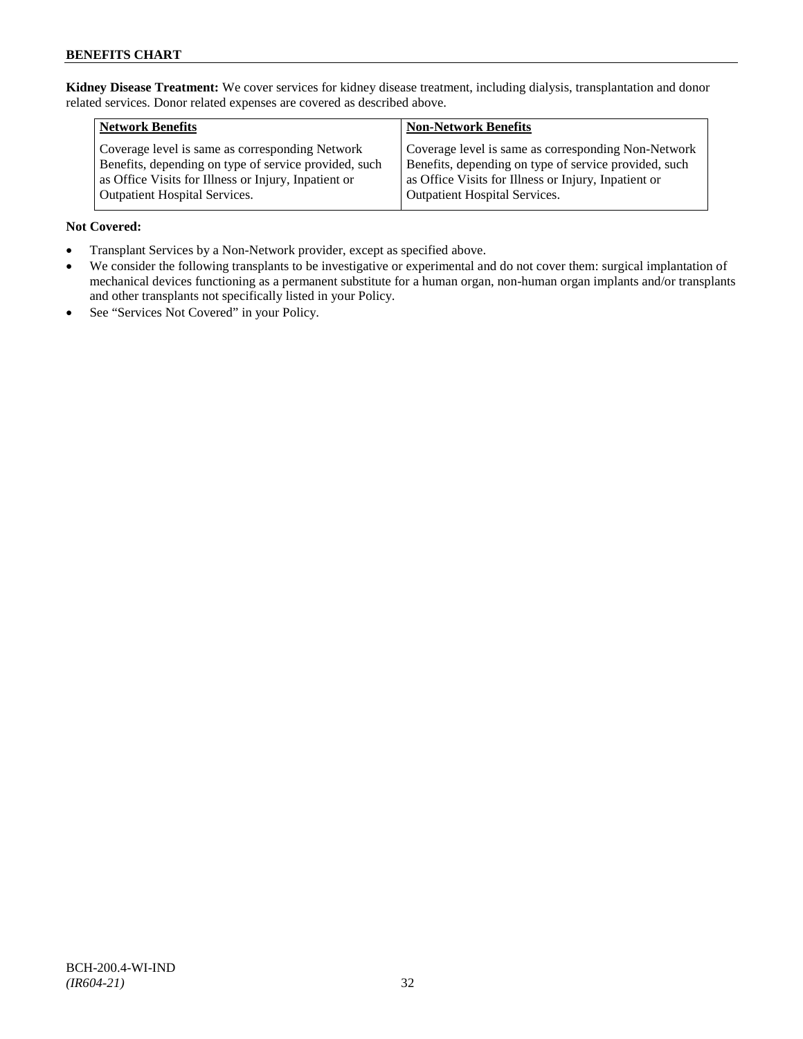**Kidney Disease Treatment:** We cover services for kidney disease treatment, including dialysis, transplantation and donor related services. Donor related expenses are covered as described above.

| Network Benefits | Non-Network Benefits |
| --- | --- |
| Coverage level is same as corresponding Network Benefits, depending on type of service provided, such as Office Visits for Illness or Injury, Inpatient or Outpatient Hospital Services. | Coverage level is same as corresponding Non-Network Benefits, depending on type of service provided, such as Office Visits for Illness or Injury, Inpatient or Outpatient Hospital Services. |

**Not Covered:**

- Transplant Services by a Non-Network provider, except as specified above.
- We consider the following transplants to be investigative or experimental and do not cover them: surgical implantation of mechanical devices functioning as a permanent substitute for a human organ, non-human organ implants and/or transplants and other transplants not specifically listed in your Policy.
- See "Services Not Covered" in your Policy.

BCH-200.4-WI-IND
*(IR604-21)*